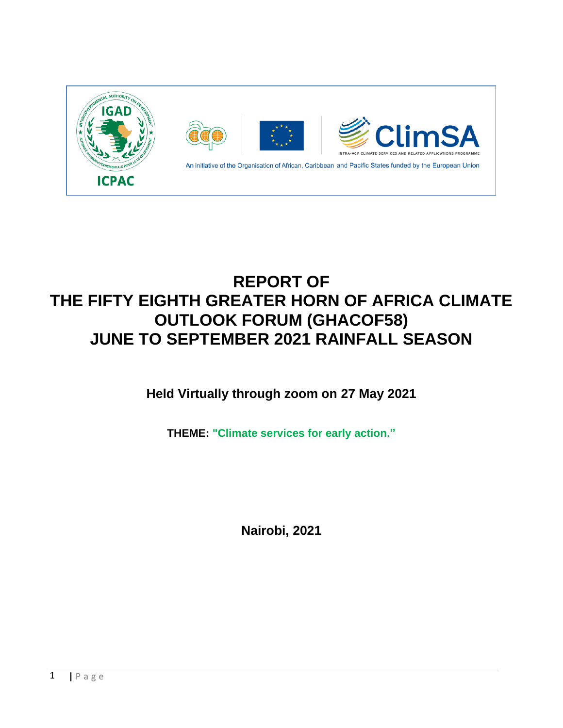IGAD

ICPAC

ClimSA

INTRA-ACP CLIMATE SERVICES AND RELATED APPLICATIONS PROGRAMME

An initiative of the Organisation of African, Caribbean and Pacific States funded by the European Union

# REPORT OF THE FIFTY EIGHTH GREATER HORN OF AFRICA CLIMATE OUTLOOK FORUM (GHACOF58) JUNE TO SEPTEMBER 2021 RAINFALL SEASON

**Held Virtually through zoom on 27 May 2021**

**THEME: "Climate services for early action."**

**Nairobi, 2021**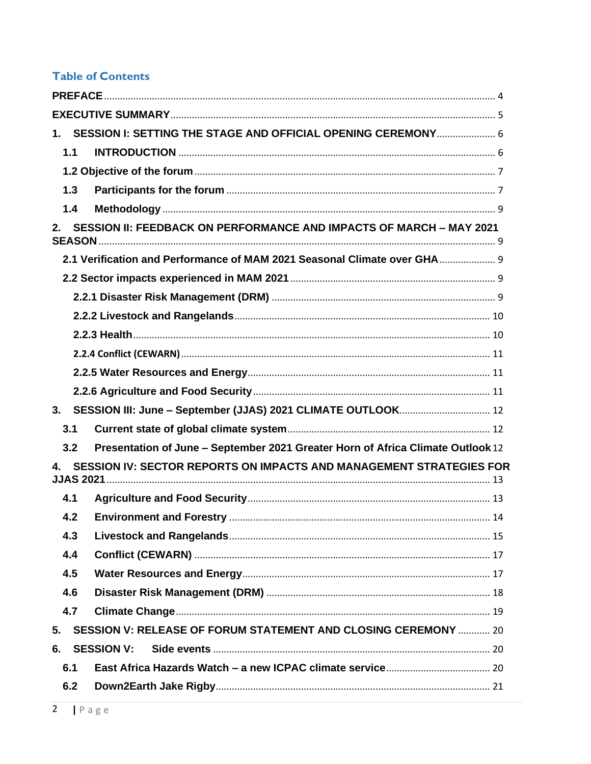## Table of Contents

PREFACE ..... 4

EXECUTIVE SUMMARY ..... 5

1. SESSION I: SETTING THE STAGE AND OFFICIAL OPENING CEREMONY ..... 6
   - 1.1 INTRODUCTION ..... 6
   - 1.2 Objective of the forum ..... 7
   - 1.3 Participants for the forum ..... 7
   - 1.4 Methodology ..... 9
2. SESSION II: FEEDBACK ON PERFORMANCE AND IMPACTS OF MARCH – MAY 2021 SEASON ..... 9
   - 2.1 Verification and Performance of MAM 2021 Seasonal Climate over GHA ..... 9
   - 2.2 Sector impacts experienced in MAM 2021 ..... 9
     - 2.2.1 Disaster Risk Management (DRM) ..... 9
     - 2.2.2 Livestock and Rangelands ..... 10
     - 2.2.3 Health ..... 10
     - 2.2.4 Conflict (CEWARN) ..... 11
     - 2.2.5 Water Resources and Energy ..... 11
     - 2.2.6 Agriculture and Food Security ..... 11
3. SESSION III: June – September (JJAS) 2021 CLIMATE OUTLOOK ..... 12
   - 3.1 Current state of global climate system ..... 12
   - 3.2 Presentation of June – September 2021 Greater Horn of Africa Climate Outlook ..... 12
4. SESSION IV: SECTOR REPORTS ON IMPACTS AND MANAGEMENT STRATEGIES FOR JJAS 2021 ..... 13
   - 4.1 Agriculture and Food Security ..... 13
   - 4.2 Environment and Forestry ..... 14
   - 4.3 Livestock and Rangelands ..... 15
   - 4.4 Conflict (CEWARN) ..... 17
   - 4.5 Water Resources and Energy ..... 17
   - 4.6 Disaster Risk Management (DRM) ..... 18
   - 4.7 Climate Change ..... 19
5. SESSION V: RELEASE OF FORUM STATEMENT AND CLOSING CEREMONY ..... 20
6. SESSION V: Side events ..... 20
   - 6.1 East Africa Hazards Watch – a new ICPAC climate service ..... 20
   - 6.2 Down2Earth Jake Rigby ..... 21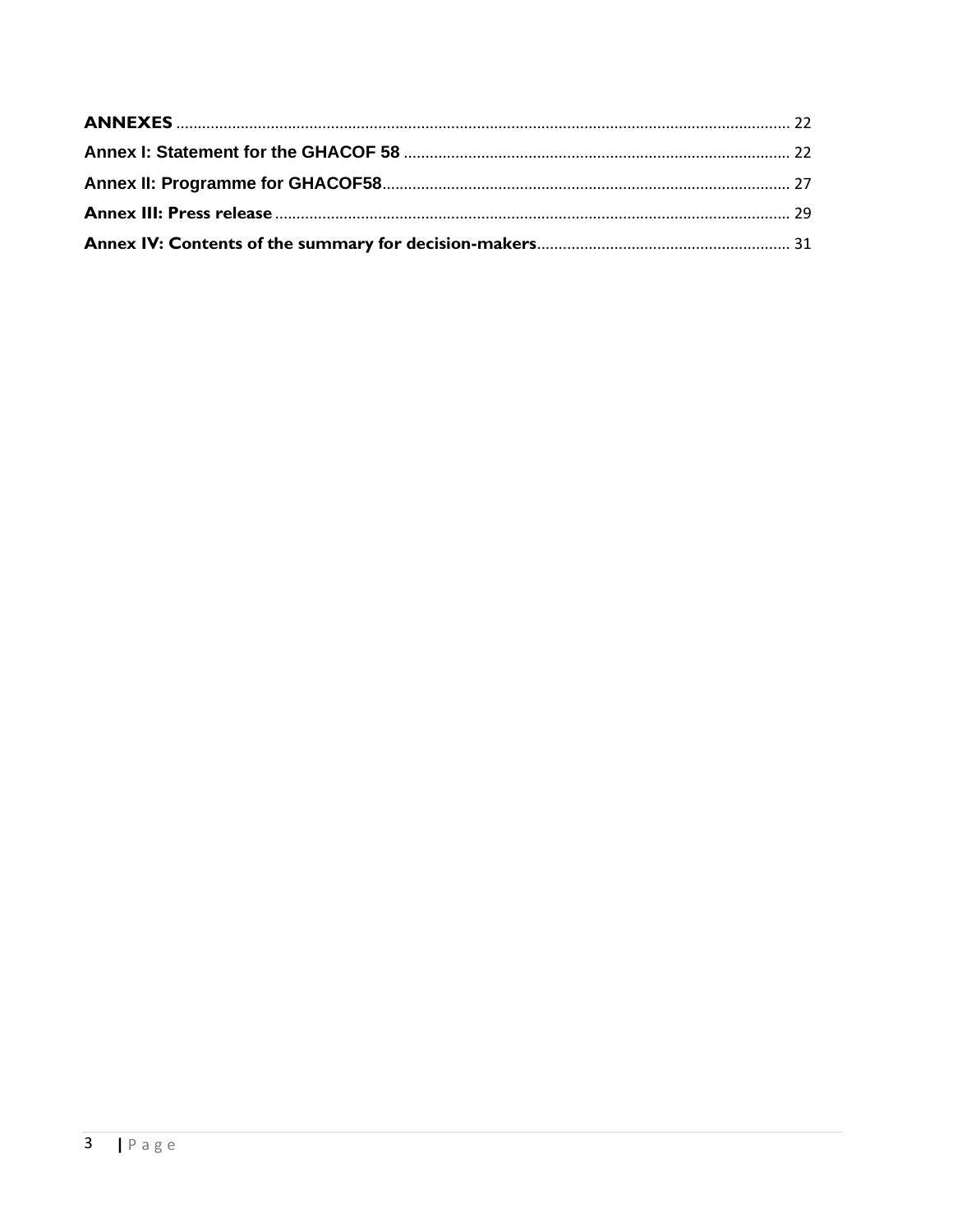**ANNEXES** ........................................................................................................................................ 22

**Annex I: Statement for the GHACOF 58** ........................................................................................ 22

**Annex II: Programme for GHACOF58**.............................................................................................. 27

**Annex III: Press release** ....................................................................................................................... 29

**Annex IV: Contents of the summary for decision-makers**........................................................... 31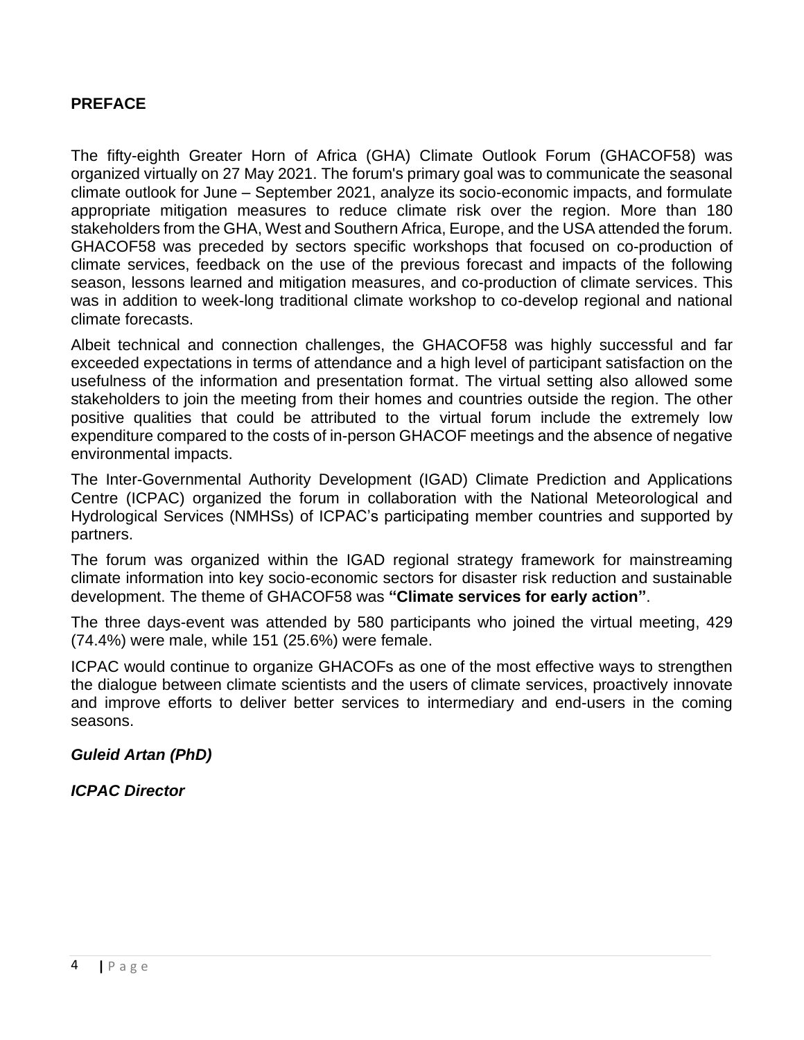## PREFACE

The fifty-eighth Greater Horn of Africa (GHA) Climate Outlook Forum (GHACOF58) was organized virtually on 27 May 2021. The forum's primary goal was to communicate the seasonal climate outlook for June – September 2021, analyze its socio-economic impacts, and formulate appropriate mitigation measures to reduce climate risk over the region. More than 180 stakeholders from the GHA, West and Southern Africa, Europe, and the USA attended the forum. GHACOF58 was preceded by sectors specific workshops that focused on co-production of climate services, feedback on the use of the previous forecast and impacts of the following season, lessons learned and mitigation measures, and co-production of climate services. This was in addition to week-long traditional climate workshop to co-develop regional and national climate forecasts.

Albeit technical and connection challenges, the GHACOF58 was highly successful and far exceeded expectations in terms of attendance and a high level of participant satisfaction on the usefulness of the information and presentation format. The virtual setting also allowed some stakeholders to join the meeting from their homes and countries outside the region. The other positive qualities that could be attributed to the virtual forum include the extremely low expenditure compared to the costs of in-person GHACOF meetings and the absence of negative environmental impacts.

The Inter-Governmental Authority Development (IGAD) Climate Prediction and Applications Centre (ICPAC) organized the forum in collaboration with the National Meteorological and Hydrological Services (NMHSs) of ICPAC's participating member countries and supported by partners.

The forum was organized within the IGAD regional strategy framework for mainstreaming climate information into key socio-economic sectors for disaster risk reduction and sustainable development. The theme of GHACOF58 was **"Climate services for early action"**.

The three days-event was attended by 580 participants who joined the virtual meeting, 429 (74.4%) were male, while 151 (25.6%) were female.

ICPAC would continue to organize GHACOFs as one of the most effective ways to strengthen the dialogue between climate scientists and the users of climate services, proactively innovate and improve efforts to deliver better services to intermediary and end-users in the coming seasons.

***Guleid Artan (PhD)***

***ICPAC Director***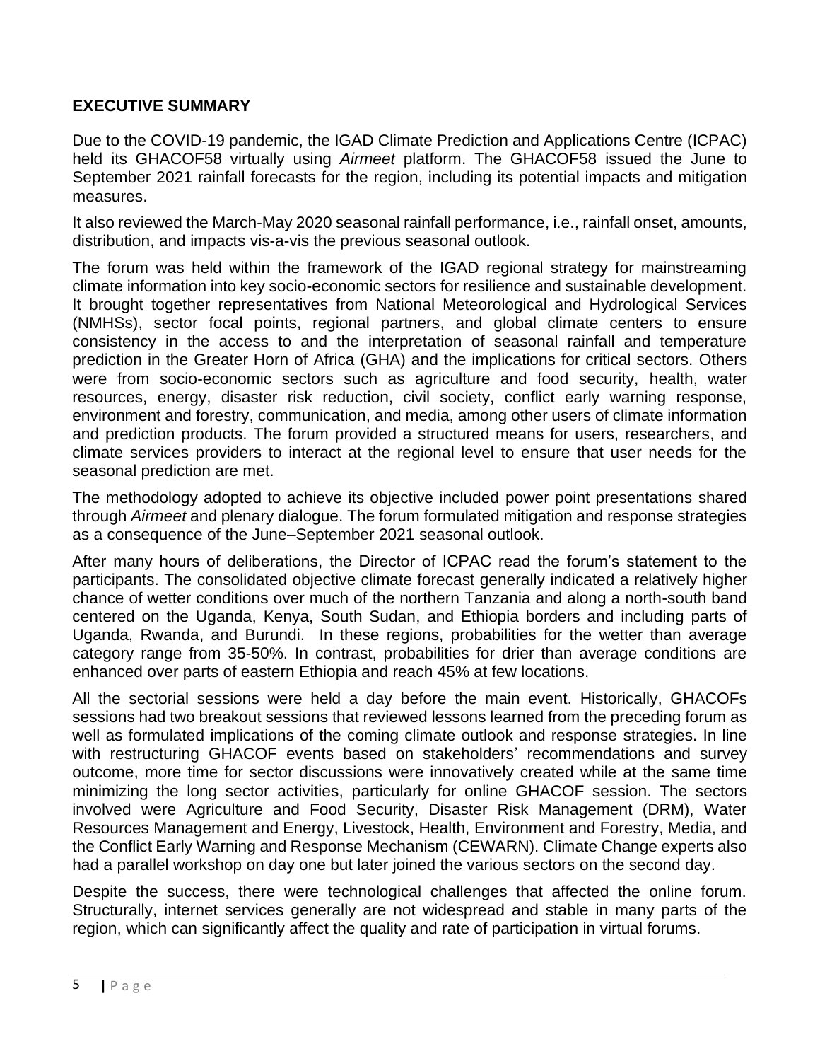## EXECUTIVE SUMMARY

Due to the COVID-19 pandemic, the IGAD Climate Prediction and Applications Centre (ICPAC) held its GHACOF58 virtually using *Airmeet* platform. The GHACOF58 issued the June to September 2021 rainfall forecasts for the region, including its potential impacts and mitigation measures.

It also reviewed the March-May 2020 seasonal rainfall performance, i.e., rainfall onset, amounts, distribution, and impacts vis-a-vis the previous seasonal outlook.

The forum was held within the framework of the IGAD regional strategy for mainstreaming climate information into key socio-economic sectors for resilience and sustainable development. It brought together representatives from National Meteorological and Hydrological Services (NMHSs), sector focal points, regional partners, and global climate centers to ensure consistency in the access to and the interpretation of seasonal rainfall and temperature prediction in the Greater Horn of Africa (GHA) and the implications for critical sectors. Others were from socio-economic sectors such as agriculture and food security, health, water resources, energy, disaster risk reduction, civil society, conflict early warning response, environment and forestry, communication, and media, among other users of climate information and prediction products. The forum provided a structured means for users, researchers, and climate services providers to interact at the regional level to ensure that user needs for the seasonal prediction are met.

The methodology adopted to achieve its objective included power point presentations shared through *Airmeet* and plenary dialogue. The forum formulated mitigation and response strategies as a consequence of the June–September 2021 seasonal outlook.

After many hours of deliberations, the Director of ICPAC read the forum's statement to the participants. The consolidated objective climate forecast generally indicated a relatively higher chance of wetter conditions over much of the northern Tanzania and along a north-south band centered on the Uganda, Kenya, South Sudan, and Ethiopia borders and including parts of Uganda, Rwanda, and Burundi. In these regions, probabilities for the wetter than average category range from 35-50%. In contrast, probabilities for drier than average conditions are enhanced over parts of eastern Ethiopia and reach 45% at few locations.

All the sectorial sessions were held a day before the main event. Historically, GHACOFs sessions had two breakout sessions that reviewed lessons learned from the preceding forum as well as formulated implications of the coming climate outlook and response strategies. In line with restructuring GHACOF events based on stakeholders' recommendations and survey outcome, more time for sector discussions were innovatively created while at the same time minimizing the long sector activities, particularly for online GHACOF session. The sectors involved were Agriculture and Food Security, Disaster Risk Management (DRM), Water Resources Management and Energy, Livestock, Health, Environment and Forestry, Media, and the Conflict Early Warning and Response Mechanism (CEWARN). Climate Change experts also had a parallel workshop on day one but later joined the various sectors on the second day.

Despite the success, there were technological challenges that affected the online forum. Structurally, internet services generally are not widespread and stable in many parts of the region, which can significantly affect the quality and rate of participation in virtual forums.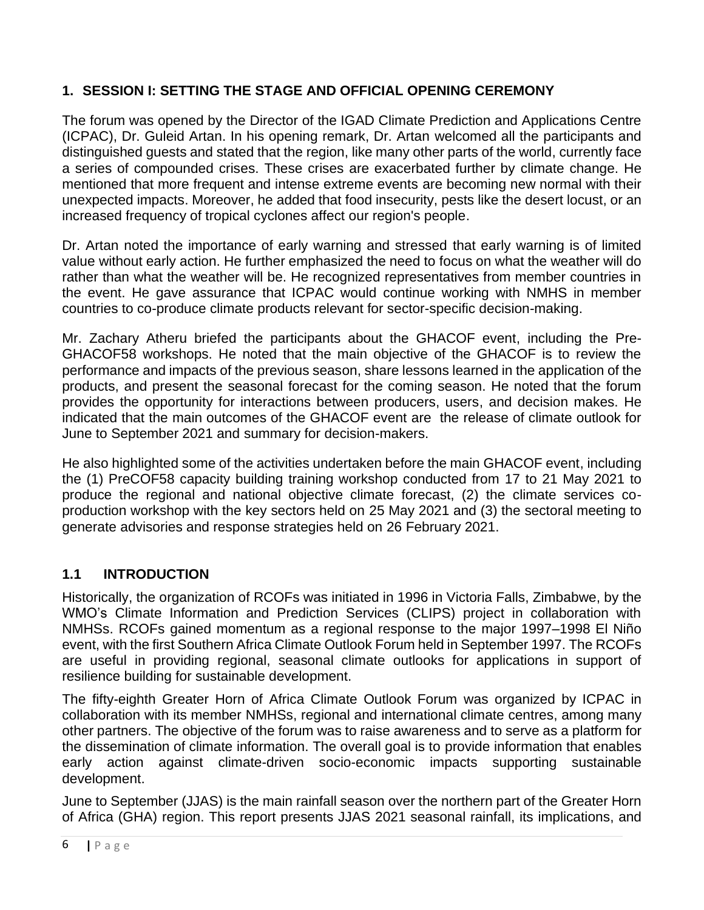# 1. SESSION I: SETTING THE STAGE AND OFFICIAL OPENING CEREMONY

The forum was opened by the Director of the IGAD Climate Prediction and Applications Centre (ICPAC), Dr. Guleid Artan. In his opening remark, Dr. Artan welcomed all the participants and distinguished guests and stated that the region, like many other parts of the world, currently face a series of compounded crises. These crises are exacerbated further by climate change. He mentioned that more frequent and intense extreme events are becoming new normal with their unexpected impacts. Moreover, he added that food insecurity, pests like the desert locust, or an increased frequency of tropical cyclones affect our region's people.

Dr. Artan noted the importance of early warning and stressed that early warning is of limited value without early action. He further emphasized the need to focus on what the weather will do rather than what the weather will be. He recognized representatives from member countries in the event. He gave assurance that ICPAC would continue working with NMHS in member countries to co-produce climate products relevant for sector-specific decision-making.

Mr. Zachary Atheru briefed the participants about the GHACOF event, including the Pre-GHACOF58 workshops. He noted that the main objective of the GHACOF is to review the performance and impacts of the previous season, share lessons learned in the application of the products, and present the seasonal forecast for the coming season. He noted that the forum provides the opportunity for interactions between producers, users, and decision makes. He indicated that the main outcomes of the GHACOF event are the release of climate outlook for June to September 2021 and summary for decision-makers.

He also highlighted some of the activities undertaken before the main GHACOF event, including the (1) PreCOF58 capacity building training workshop conducted from 17 to 21 May 2021 to produce the regional and national objective climate forecast, (2) the climate services co-production workshop with the key sectors held on 25 May 2021 and (3) the sectoral meeting to generate advisories and response strategies held on 26 February 2021.

## 1.1 INTRODUCTION

Historically, the organization of RCOFs was initiated in 1996 in Victoria Falls, Zimbabwe, by the WMO's Climate Information and Prediction Services (CLIPS) project in collaboration with NMHSs. RCOFs gained momentum as a regional response to the major 1997–1998 El Niño event, with the first Southern Africa Climate Outlook Forum held in September 1997. The RCOFs are useful in providing regional, seasonal climate outlooks for applications in support of resilience building for sustainable development.

The fifty-eighth Greater Horn of Africa Climate Outlook Forum was organized by ICPAC in collaboration with its member NMHSs, regional and international climate centres, among many other partners. The objective of the forum was to raise awareness and to serve as a platform for the dissemination of climate information. The overall goal is to provide information that enables early action against climate-driven socio-economic impacts supporting sustainable development.

June to September (JJAS) is the main rainfall season over the northern part of the Greater Horn of Africa (GHA) region. This report presents JJAS 2021 seasonal rainfall, its implications, and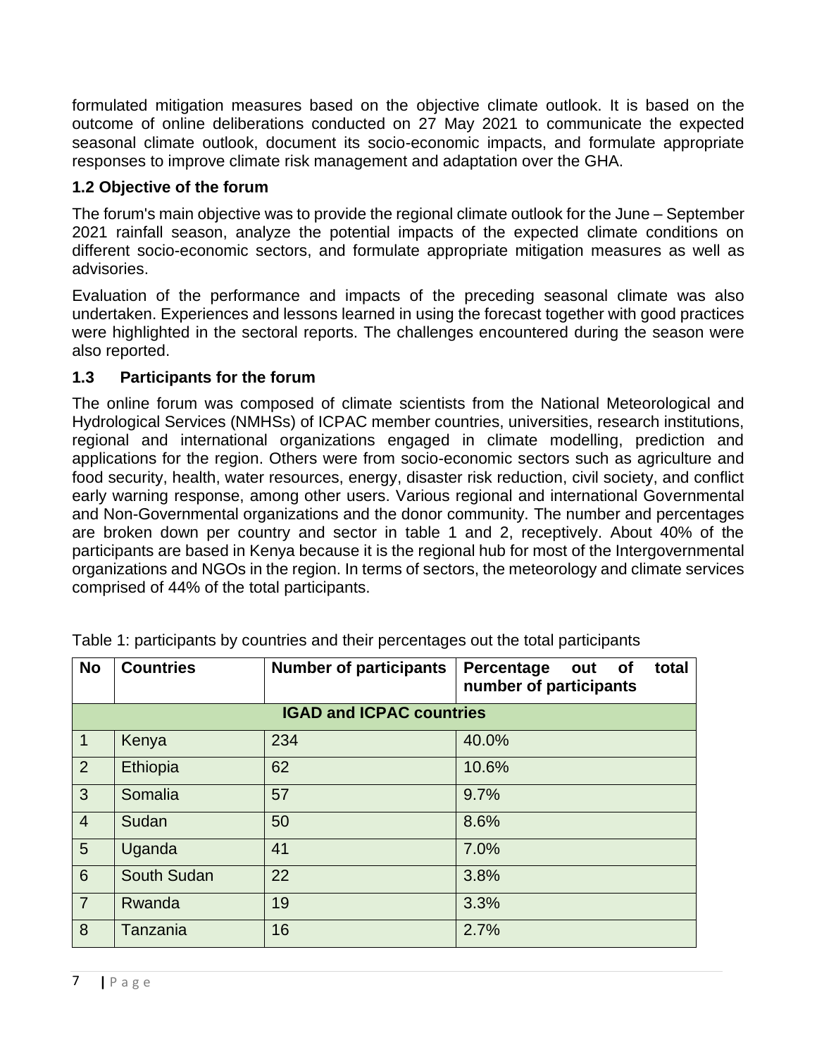formulated mitigation measures based on the objective climate outlook. It is based on the outcome of online deliberations conducted on 27 May 2021 to communicate the expected seasonal climate outlook, document its socio-economic impacts, and formulate appropriate responses to improve climate risk management and adaptation over the GHA.

### 1.2 Objective of the forum

The forum's main objective was to provide the regional climate outlook for the June – September 2021 rainfall season, analyze the potential impacts of the expected climate conditions on different socio-economic sectors, and formulate appropriate mitigation measures as well as advisories.

Evaluation of the performance and impacts of the preceding seasonal climate was also undertaken. Experiences and lessons learned in using the forecast together with good practices were highlighted in the sectoral reports. The challenges encountered during the season were also reported.

### 1.3 Participants for the forum

The online forum was composed of climate scientists from the National Meteorological and Hydrological Services (NMHSs) of ICPAC member countries, universities, research institutions, regional and international organizations engaged in climate modelling, prediction and applications for the region. Others were from socio-economic sectors such as agriculture and food security, health, water resources, energy, disaster risk reduction, civil society, and conflict early warning response, among other users. Various regional and international Governmental and Non-Governmental organizations and the donor community. The number and percentages are broken down per country and sector in table 1 and 2, receptively. About 40% of the participants are based in Kenya because it is the regional hub for most of the Intergovernmental organizations and NGOs in the region. In terms of sectors, the meteorology and climate services comprised of 44% of the total participants.

Table 1: participants by countries and their percentages out the total participants

| No | Countries | Number of participants | Percentage out of total number of participants |
|---|---|---|---|
| **IGAD and ICPAC countries** | | | |
| 1 | Kenya | 234 | 40.0% |
| 2 | Ethiopia | 62 | 10.6% |
| 3 | Somalia | 57 | 9.7% |
| 4 | Sudan | 50 | 8.6% |
| 5 | Uganda | 41 | 7.0% |
| 6 | South Sudan | 22 | 3.8% |
| 7 | Rwanda | 19 | 3.3% |
| 8 | Tanzania | 16 | 2.7% |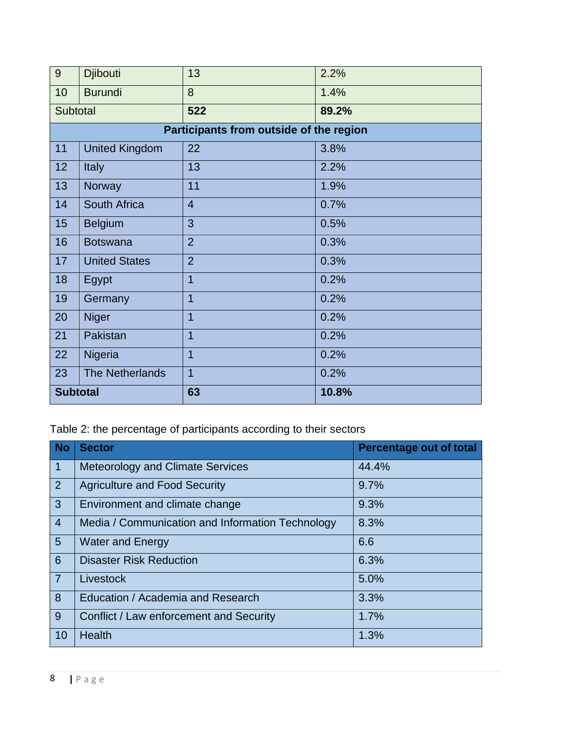| | | | |
|---|---|---|---|
| 9 | Djibouti | 13 | 2.2% |
| 10 | Burundi | 8 | 1.4% |
| Subtotal | | **522** | **89.2%** |
| **Participants from outside of the region** | | | |
| 11 | United Kingdom | 22 | 3.8% |
| 12 | Italy | 13 | 2.2% |
| 13 | Norway | 11 | 1.9% |
| 14 | South Africa | 4 | 0.7% |
| 15 | Belgium | 3 | 0.5% |
| 16 | Botswana | 2 | 0.3% |
| 17 | United States | 2 | 0.3% |
| 18 | Egypt | 1 | 0.2% |
| 19 | Germany | 1 | 0.2% |
| 20 | Niger | 1 | 0.2% |
| 21 | Pakistan | 1 | 0.2% |
| 22 | Nigeria | 1 | 0.2% |
| 23 | The Netherlands | 1 | 0.2% |
| **Subtotal** | | **63** | **10.8%** |

Table 2: the percentage of participants according to their sectors

| No | Sector | Percentage out of total |
|---|---|---|
| 1 | Meteorology and Climate Services | 44.4% |
| 2 | Agriculture and Food Security | 9.7% |
| 3 | Environment and climate change | 9.3% |
| 4 | Media / Communication and Information Technology | 8.3% |
| 5 | Water and Energy | 6.6 |
| 6 | Disaster Risk Reduction | 6.3% |
| 7 | Livestock | 5.0% |
| 8 | Education / Academia and Research | 3.3% |
| 9 | Conflict / Law enforcement and Security | 1.7% |
| 10 | Health | 1.3% |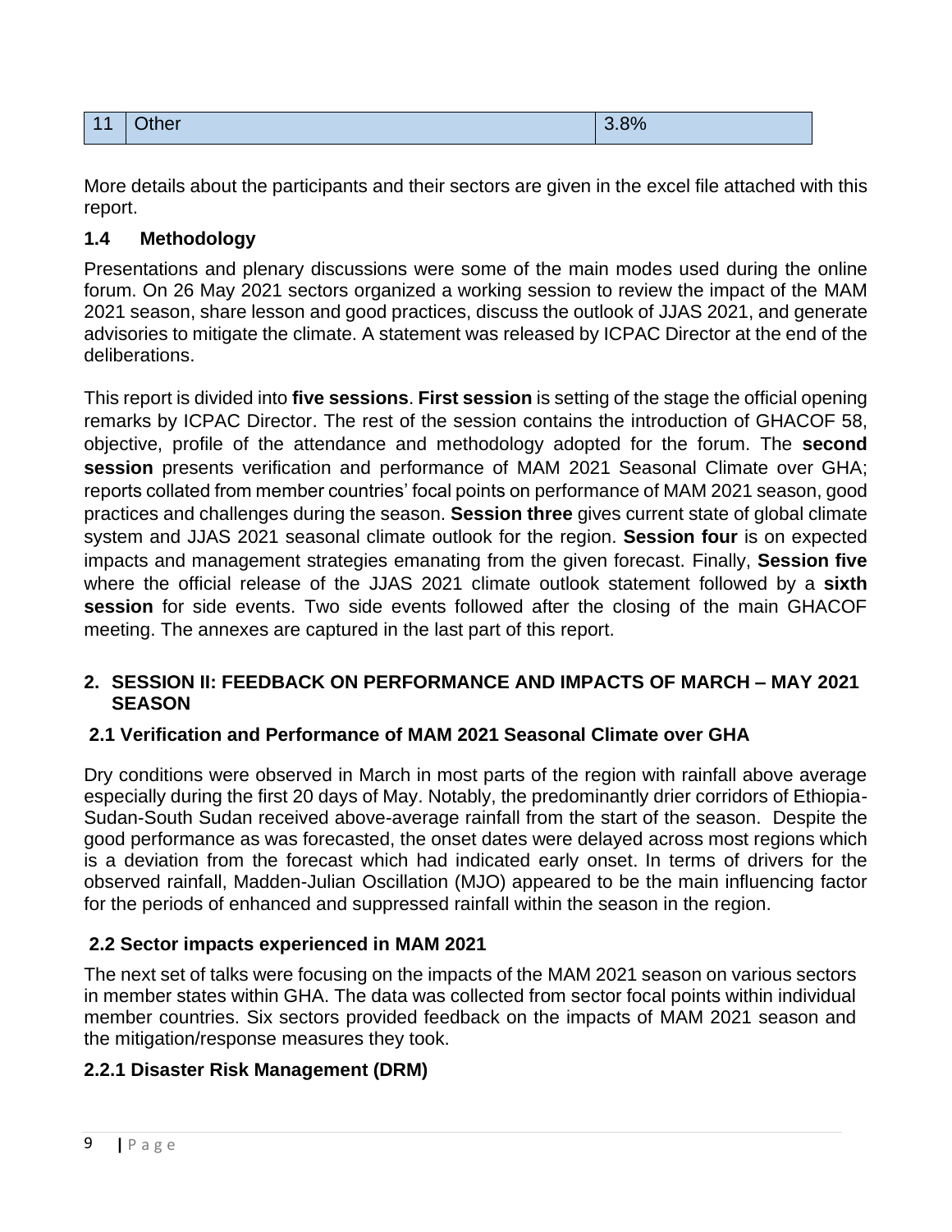| 11 | Other | 3.8% |
|---|---|---|

More details about the participants and their sectors are given in the excel file attached with this report.

### 1.4 Methodology

Presentations and plenary discussions were some of the main modes used during the online forum. On 26 May 2021 sectors organized a working session to review the impact of the MAM 2021 season, share lesson and good practices, discuss the outlook of JJAS 2021, and generate advisories to mitigate the climate. A statement was released by ICPAC Director at the end of the deliberations.

This report is divided into **five sessions**. **First session** is setting of the stage the official opening remarks by ICPAC Director. The rest of the session contains the introduction of GHACOF 58, objective, profile of the attendance and methodology adopted for the forum. The **second session** presents verification and performance of MAM 2021 Seasonal Climate over GHA; reports collated from member countries' focal points on performance of MAM 2021 season, good practices and challenges during the season. **Session three** gives current state of global climate system and JJAS 2021 seasonal climate outlook for the region. **Session four** is on expected impacts and management strategies emanating from the given forecast. Finally, **Session five** where the official release of the JJAS 2021 climate outlook statement followed by a **sixth session** for side events. Two side events followed after the closing of the main GHACOF meeting. The annexes are captured in the last part of this report.

## 2. SESSION II: FEEDBACK ON PERFORMANCE AND IMPACTS OF MARCH – MAY 2021 SEASON

### 2.1 Verification and Performance of MAM 2021 Seasonal Climate over GHA

Dry conditions were observed in March in most parts of the region with rainfall above average especially during the first 20 days of May. Notably, the predominantly drier corridors of Ethiopia-Sudan-South Sudan received above-average rainfall from the start of the season. Despite the good performance as was forecasted, the onset dates were delayed across most regions which is a deviation from the forecast which had indicated early onset. In terms of drivers for the observed rainfall, Madden-Julian Oscillation (MJO) appeared to be the main influencing factor for the periods of enhanced and suppressed rainfall within the season in the region.

### 2.2 Sector impacts experienced in MAM 2021

The next set of talks were focusing on the impacts of the MAM 2021 season on various sectors in member states within GHA. The data was collected from sector focal points within individual member countries. Six sectors provided feedback on the impacts of MAM 2021 season and the mitigation/response measures they took.

#### 2.2.1 Disaster Risk Management (DRM)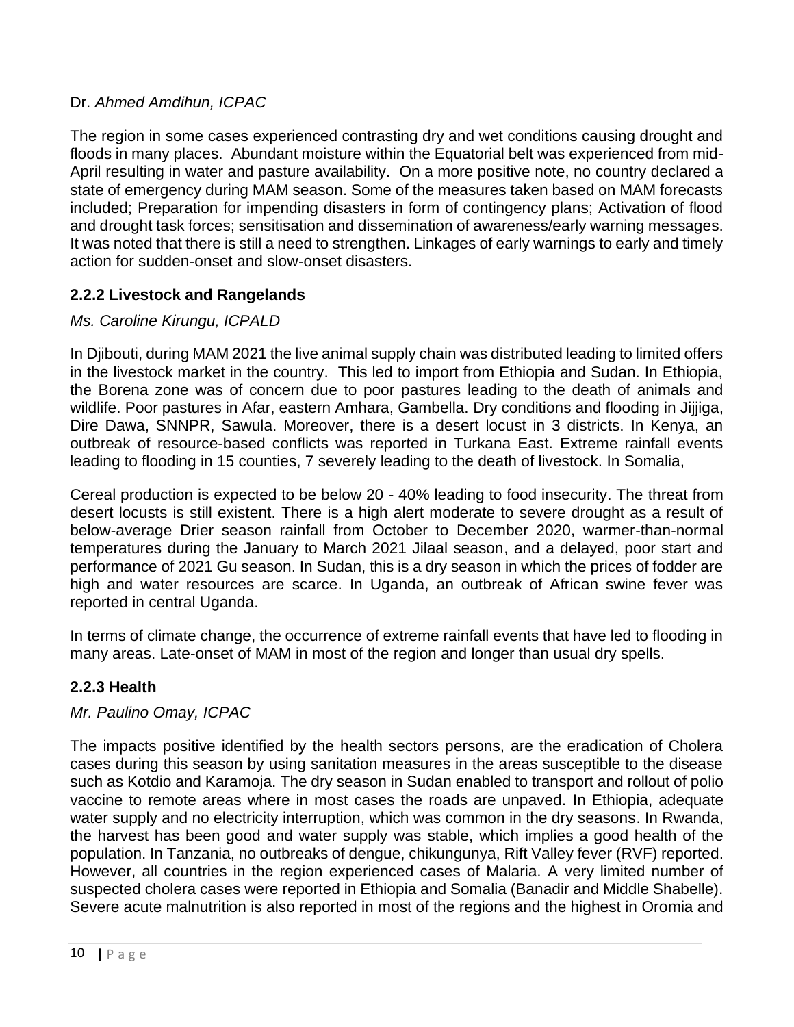Dr. *Ahmed Amdihun, ICPAC*

The region in some cases experienced contrasting dry and wet conditions causing drought and floods in many places. Abundant moisture within the Equatorial belt was experienced from mid-April resulting in water and pasture availability. On a more positive note, no country declared a state of emergency during MAM season. Some of the measures taken based on MAM forecasts included; Preparation for impending disasters in form of contingency plans; Activation of flood and drought task forces; sensitisation and dissemination of awareness/early warning messages. It was noted that there is still a need to strengthen. Linkages of early warnings to early and timely action for sudden-onset and slow-onset disasters.

### 2.2.2 Livestock and Rangelands

*Ms. Caroline Kirungu, ICPALD*

In Djibouti, during MAM 2021 the live animal supply chain was distributed leading to limited offers in the livestock market in the country. This led to import from Ethiopia and Sudan. In Ethiopia, the Borena zone was of concern due to poor pastures leading to the death of animals and wildlife. Poor pastures in Afar, eastern Amhara, Gambella. Dry conditions and flooding in Jijjiga, Dire Dawa, SNNPR, Sawula. Moreover, there is a desert locust in 3 districts. In Kenya, an outbreak of resource-based conflicts was reported in Turkana East. Extreme rainfall events leading to flooding in 15 counties, 7 severely leading to the death of livestock. In Somalia,

Cereal production is expected to be below 20 - 40% leading to food insecurity. The threat from desert locusts is still existent. There is a high alert moderate to severe drought as a result of below-average Drier season rainfall from October to December 2020, warmer-than-normal temperatures during the January to March 2021 Jilaal season, and a delayed, poor start and performance of 2021 Gu season. In Sudan, this is a dry season in which the prices of fodder are high and water resources are scarce. In Uganda, an outbreak of African swine fever was reported in central Uganda.

In terms of climate change, the occurrence of extreme rainfall events that have led to flooding in many areas. Late-onset of MAM in most of the region and longer than usual dry spells.

### 2.2.3 Health

*Mr. Paulino Omay, ICPAC*

The impacts positive identified by the health sectors persons, are the eradication of Cholera cases during this season by using sanitation measures in the areas susceptible to the disease such as Kotdio and Karamoja. The dry season in Sudan enabled to transport and rollout of polio vaccine to remote areas where in most cases the roads are unpaved. In Ethiopia, adequate water supply and no electricity interruption, which was common in the dry seasons. In Rwanda, the harvest has been good and water supply was stable, which implies a good health of the population. In Tanzania, no outbreaks of dengue, chikungunya, Rift Valley fever (RVF) reported. However, all countries in the region experienced cases of Malaria. A very limited number of suspected cholera cases were reported in Ethiopia and Somalia (Banadir and Middle Shabelle). Severe acute malnutrition is also reported in most of the regions and the highest in Oromia and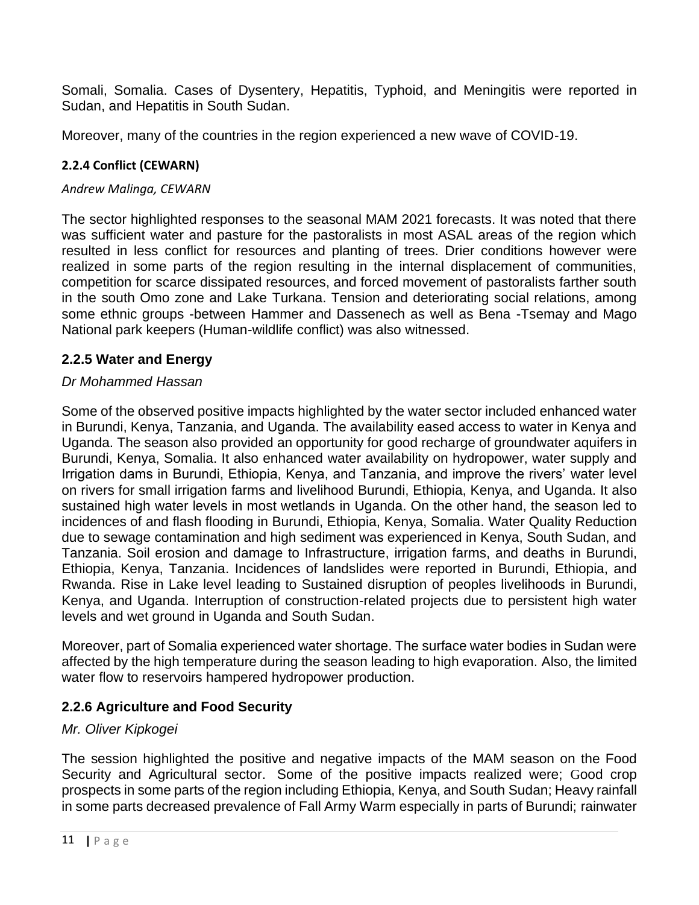Somali, Somalia. Cases of Dysentery, Hepatitis, Typhoid, and Meningitis were reported in Sudan, and Hepatitis in South Sudan.

Moreover, many of the countries in the region experienced a new wave of COVID-19.

### 2.2.4 Conflict (CEWARN)

*Andrew Malinga, CEWARN*

The sector highlighted responses to the seasonal MAM 2021 forecasts. It was noted that there was sufficient water and pasture for the pastoralists in most ASAL areas of the region which resulted in less conflict for resources and planting of trees. Drier conditions however were realized in some parts of the region resulting in the internal displacement of communities, competition for scarce dissipated resources, and forced movement of pastoralists farther south in the south Omo zone and Lake Turkana. Tension and deteriorating social relations, among some ethnic groups -between Hammer and Dassenech as well as Bena -Tsemay and Mago National park keepers (Human-wildlife conflict) was also witnessed.

### 2.2.5 Water and Energy

*Dr Mohammed Hassan*

Some of the observed positive impacts highlighted by the water sector included enhanced water in Burundi, Kenya, Tanzania, and Uganda. The availability eased access to water in Kenya and Uganda. The season also provided an opportunity for good recharge of groundwater aquifers in Burundi, Kenya, Somalia. It also enhanced water availability on hydropower, water supply and Irrigation dams in Burundi, Ethiopia, Kenya, and Tanzania, and improve the rivers' water level on rivers for small irrigation farms and livelihood Burundi, Ethiopia, Kenya, and Uganda. It also sustained high water levels in most wetlands in Uganda. On the other hand, the season led to incidences of and flash flooding in Burundi, Ethiopia, Kenya, Somalia. Water Quality Reduction due to sewage contamination and high sediment was experienced in Kenya, South Sudan, and Tanzania. Soil erosion and damage to Infrastructure, irrigation farms, and deaths in Burundi, Ethiopia, Kenya, Tanzania. Incidences of landslides were reported in Burundi, Ethiopia, and Rwanda. Rise in Lake level leading to Sustained disruption of peoples livelihoods in Burundi, Kenya, and Uganda. Interruption of construction-related projects due to persistent high water levels and wet ground in Uganda and South Sudan.

Moreover, part of Somalia experienced water shortage. The surface water bodies in Sudan were affected by the high temperature during the season leading to high evaporation. Also, the limited water flow to reservoirs hampered hydropower production.

### 2.2.6 Agriculture and Food Security

*Mr. Oliver Kipkogei*

The session highlighted the positive and negative impacts of the MAM season on the Food Security and Agricultural sector. Some of the positive impacts realized were; Good crop prospects in some parts of the region including Ethiopia, Kenya, and South Sudan; Heavy rainfall in some parts decreased prevalence of Fall Army Warm especially in parts of Burundi; rainwater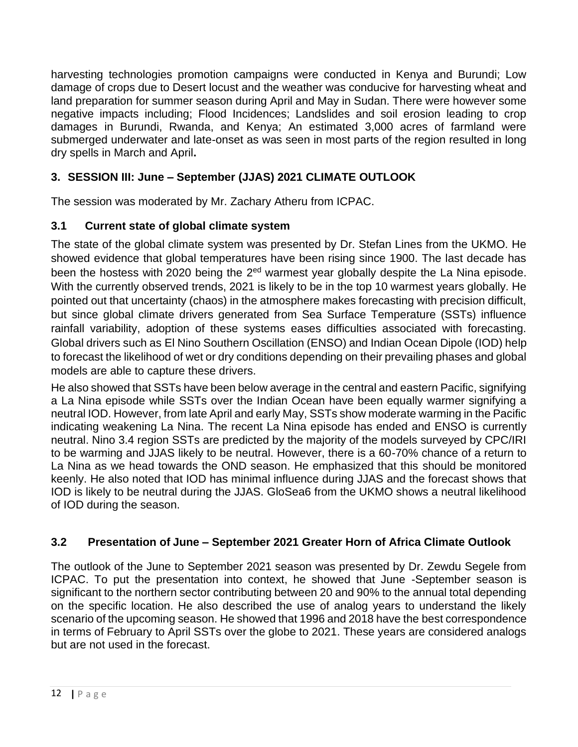harvesting technologies promotion campaigns were conducted in Kenya and Burundi; Low damage of crops due to Desert locust and the weather was conducive for harvesting wheat and land preparation for summer season during April and May in Sudan. There were however some negative impacts including; Flood Incidences; Landslides and soil erosion leading to crop damages in Burundi, Rwanda, and Kenya; An estimated 3,000 acres of farmland were submerged underwater and late-onset as was seen in most parts of the region resulted in long dry spells in March and April**.**

## 3. SESSION III: June – September (JJAS) 2021 CLIMATE OUTLOOK

The session was moderated by Mr. Zachary Atheru from ICPAC.

### 3.1 Current state of global climate system

The state of the global climate system was presented by Dr. Stefan Lines from the UKMO. He showed evidence that global temperatures have been rising since 1900. The last decade has been the hostess with 2020 being the 2[ed] warmest year globally despite the La Nina episode. With the currently observed trends, 2021 is likely to be in the top 10 warmest years globally. He pointed out that uncertainty (chaos) in the atmosphere makes forecasting with precision difficult, but since global climate drivers generated from Sea Surface Temperature (SSTs) influence rainfall variability, adoption of these systems eases difficulties associated with forecasting. Global drivers such as El Nino Southern Oscillation (ENSO) and Indian Ocean Dipole (IOD) help to forecast the likelihood of wet or dry conditions depending on their prevailing phases and global models are able to capture these drivers.

He also showed that SSTs have been below average in the central and eastern Pacific, signifying a La Nina episode while SSTs over the Indian Ocean have been equally warmer signifying a neutral IOD. However, from late April and early May, SSTs show moderate warming in the Pacific indicating weakening La Nina. The recent La Nina episode has ended and ENSO is currently neutral. Nino 3.4 region SSTs are predicted by the majority of the models surveyed by CPC/IRI to be warming and JJAS likely to be neutral. However, there is a 60-70% chance of a return to La Nina as we head towards the OND season. He emphasized that this should be monitored keenly. He also noted that IOD has minimal influence during JJAS and the forecast shows that IOD is likely to be neutral during the JJAS. GloSea6 from the UKMO shows a neutral likelihood of IOD during the season.

### 3.2 Presentation of June – September 2021 Greater Horn of Africa Climate Outlook

The outlook of the June to September 2021 season was presented by Dr. Zewdu Segele from ICPAC. To put the presentation into context, he showed that June -September season is significant to the northern sector contributing between 20 and 90% to the annual total depending on the specific location. He also described the use of analog years to understand the likely scenario of the upcoming season. He showed that 1996 and 2018 have the best correspondence in terms of February to April SSTs over the globe to 2021. These years are considered analogs but are not used in the forecast.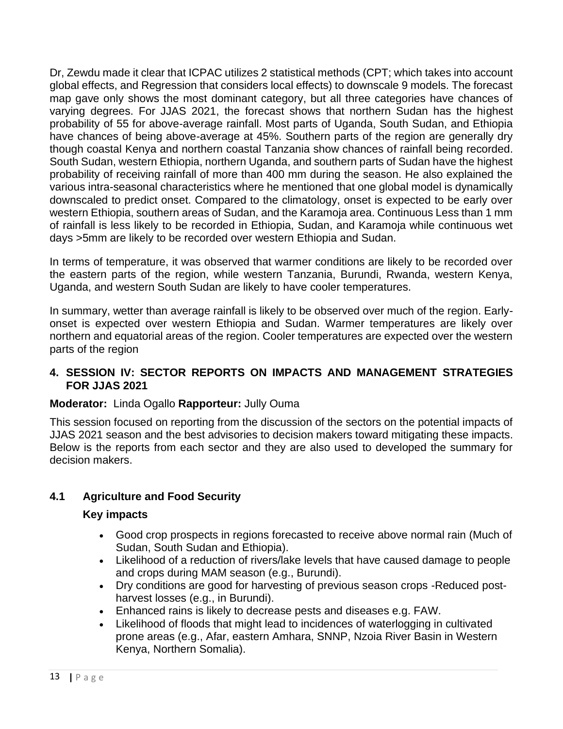Dr, Zewdu made it clear that ICPAC utilizes 2 statistical methods (CPT; which takes into account global effects, and Regression that considers local effects) to downscale 9 models. The forecast map gave only shows the most dominant category, but all three categories have chances of varying degrees. For JJAS 2021, the forecast shows that northern Sudan has the highest probability of 55 for above-average rainfall. Most parts of Uganda, South Sudan, and Ethiopia have chances of being above-average at 45%. Southern parts of the region are generally dry though coastal Kenya and northern coastal Tanzania show chances of rainfall being recorded. South Sudan, western Ethiopia, northern Uganda, and southern parts of Sudan have the highest probability of receiving rainfall of more than 400 mm during the season. He also explained the various intra-seasonal characteristics where he mentioned that one global model is dynamically downscaled to predict onset. Compared to the climatology, onset is expected to be early over western Ethiopia, southern areas of Sudan, and the Karamoja area. Continuous Less than 1 mm of rainfall is less likely to be recorded in Ethiopia, Sudan, and Karamoja while continuous wet days >5mm are likely to be recorded over western Ethiopia and Sudan.

In terms of temperature, it was observed that warmer conditions are likely to be recorded over the eastern parts of the region, while western Tanzania, Burundi, Rwanda, western Kenya, Uganda, and western South Sudan are likely to have cooler temperatures.

In summary, wetter than average rainfall is likely to be observed over much of the region. Early-onset is expected over western Ethiopia and Sudan. Warmer temperatures are likely over northern and equatorial areas of the region. Cooler temperatures are expected over the western parts of the region

## 4. SESSION IV: SECTOR REPORTS ON IMPACTS AND MANAGEMENT STRATEGIES FOR JJAS 2021

**Moderator:** Linda Ogallo **Rapporteur:** Jully Ouma

This session focused on reporting from the discussion of the sectors on the potential impacts of JJAS 2021 season and the best advisories to decision makers toward mitigating these impacts. Below is the reports from each sector and they are also used to developed the summary for decision makers.

### 4.1 Agriculture and Food Security

**Key impacts**

- Good crop prospects in regions forecasted to receive above normal rain (Much of Sudan, South Sudan and Ethiopia).
- Likelihood of a reduction of rivers/lake levels that have caused damage to people and crops during MAM season (e.g., Burundi).
- Dry conditions are good for harvesting of previous season crops -Reduced post-harvest losses (e.g., in Burundi).
- Enhanced rains is likely to decrease pests and diseases e.g. FAW.
- Likelihood of floods that might lead to incidences of waterlogging in cultivated prone areas (e.g., Afar, eastern Amhara, SNNP, Nzoia River Basin in Western Kenya, Northern Somalia).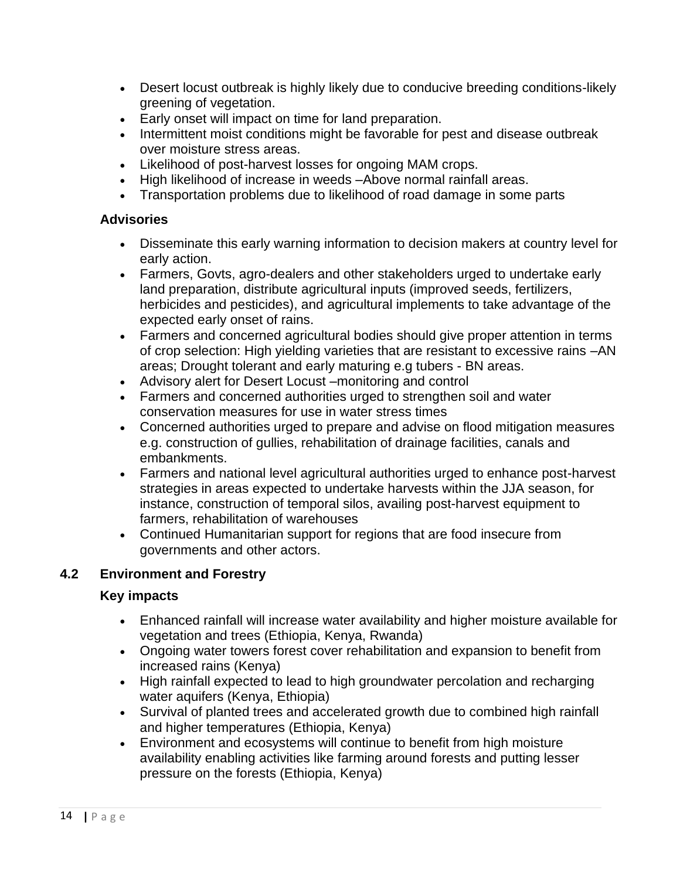- Desert locust outbreak is highly likely due to conducive breeding conditions-likely greening of vegetation.
- Early onset will impact on time for land preparation.
- Intermittent moist conditions might be favorable for pest and disease outbreak over moisture stress areas.
- Likelihood of post-harvest losses for ongoing MAM crops.
- High likelihood of increase in weeds –Above normal rainfall areas.
- Transportation problems due to likelihood of road damage in some parts

**Advisories**

- Disseminate this early warning information to decision makers at country level for early action.
- Farmers, Govts, agro-dealers and other stakeholders urged to undertake early land preparation, distribute agricultural inputs (improved seeds, fertilizers, herbicides and pesticides), and agricultural implements to take advantage of the expected early onset of rains.
- Farmers and concerned agricultural bodies should give proper attention in terms of crop selection: High yielding varieties that are resistant to excessive rains –AN areas; Drought tolerant and early maturing e.g tubers - BN areas.
- Advisory alert for Desert Locust –monitoring and control
- Farmers and concerned authorities urged to strengthen soil and water conservation measures for use in water stress times
- Concerned authorities urged to prepare and advise on flood mitigation measures e.g. construction of gullies, rehabilitation of drainage facilities, canals and embankments.
- Farmers and national level agricultural authorities urged to enhance post-harvest strategies in areas expected to undertake harvests within the JJA season, for instance, construction of temporal silos, availing post-harvest equipment to farmers, rehabilitation of warehouses
- Continued Humanitarian support for regions that are food insecure from governments and other actors.

## 4.2 Environment and Forestry

**Key impacts**

- Enhanced rainfall will increase water availability and higher moisture available for vegetation and trees (Ethiopia, Kenya, Rwanda)
- Ongoing water towers forest cover rehabilitation and expansion to benefit from increased rains (Kenya)
- High rainfall expected to lead to high groundwater percolation and recharging water aquifers (Kenya, Ethiopia)
- Survival of planted trees and accelerated growth due to combined high rainfall and higher temperatures (Ethiopia, Kenya)
- Environment and ecosystems will continue to benefit from high moisture availability enabling activities like farming around forests and putting lesser pressure on the forests (Ethiopia, Kenya)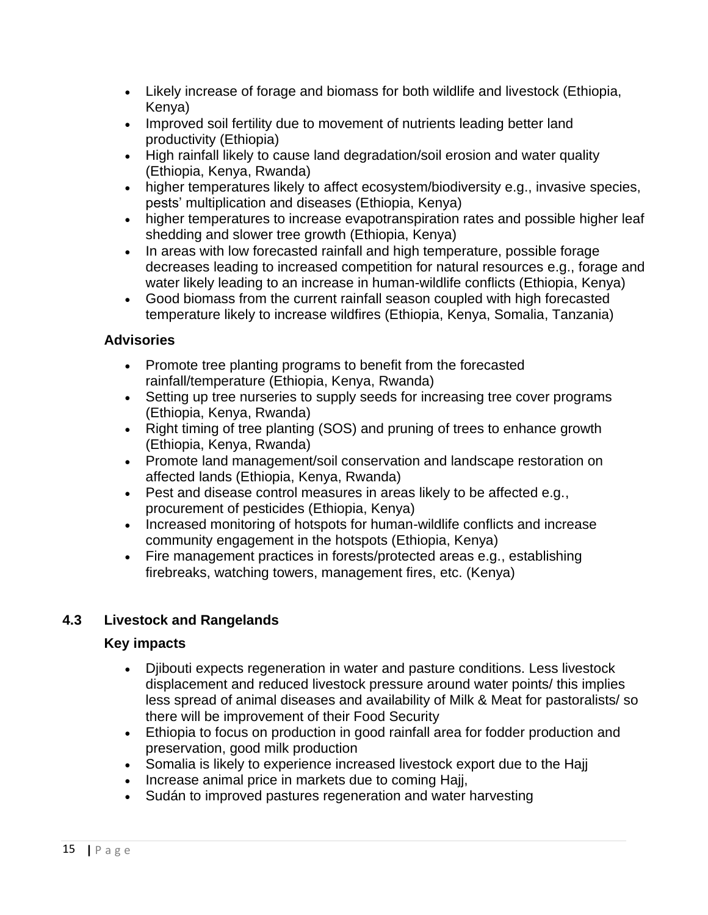- Likely increase of forage and biomass for both wildlife and livestock (Ethiopia, Kenya)
- Improved soil fertility due to movement of nutrients leading better land productivity (Ethiopia)
- High rainfall likely to cause land degradation/soil erosion and water quality (Ethiopia, Kenya, Rwanda)
- higher temperatures likely to affect ecosystem/biodiversity e.g., invasive species, pests' multiplication and diseases (Ethiopia, Kenya)
- higher temperatures to increase evapotranspiration rates and possible higher leaf shedding and slower tree growth (Ethiopia, Kenya)
- In areas with low forecasted rainfall and high temperature, possible forage decreases leading to increased competition for natural resources e.g., forage and water likely leading to an increase in human-wildlife conflicts (Ethiopia, Kenya)
- Good biomass from the current rainfall season coupled with high forecasted temperature likely to increase wildfires (Ethiopia, Kenya, Somalia, Tanzania)

**Advisories**

- Promote tree planting programs to benefit from the forecasted rainfall/temperature (Ethiopia, Kenya, Rwanda)
- Setting up tree nurseries to supply seeds for increasing tree cover programs (Ethiopia, Kenya, Rwanda)
- Right timing of tree planting (SOS) and pruning of trees to enhance growth (Ethiopia, Kenya, Rwanda)
- Promote land management/soil conservation and landscape restoration on affected lands (Ethiopia, Kenya, Rwanda)
- Pest and disease control measures in areas likely to be affected e.g., procurement of pesticides (Ethiopia, Kenya)
- Increased monitoring of hotspots for human-wildlife conflicts and increase community engagement in the hotspots (Ethiopia, Kenya)
- Fire management practices in forests/protected areas e.g., establishing firebreaks, watching towers, management fires, etc. (Kenya)

## 4.3 Livestock and Rangelands

**Key impacts**

- Djibouti expects regeneration in water and pasture conditions. Less livestock displacement and reduced livestock pressure around water points/ this implies less spread of animal diseases and availability of Milk & Meat for pastoralists/ so there will be improvement of their Food Security
- Ethiopia to focus on production in good rainfall area for fodder production and preservation, good milk production
- Somalia is likely to experience increased livestock export due to the Hajj
- Increase animal price in markets due to coming Hajj,
- Sudán to improved pastures regeneration and water harvesting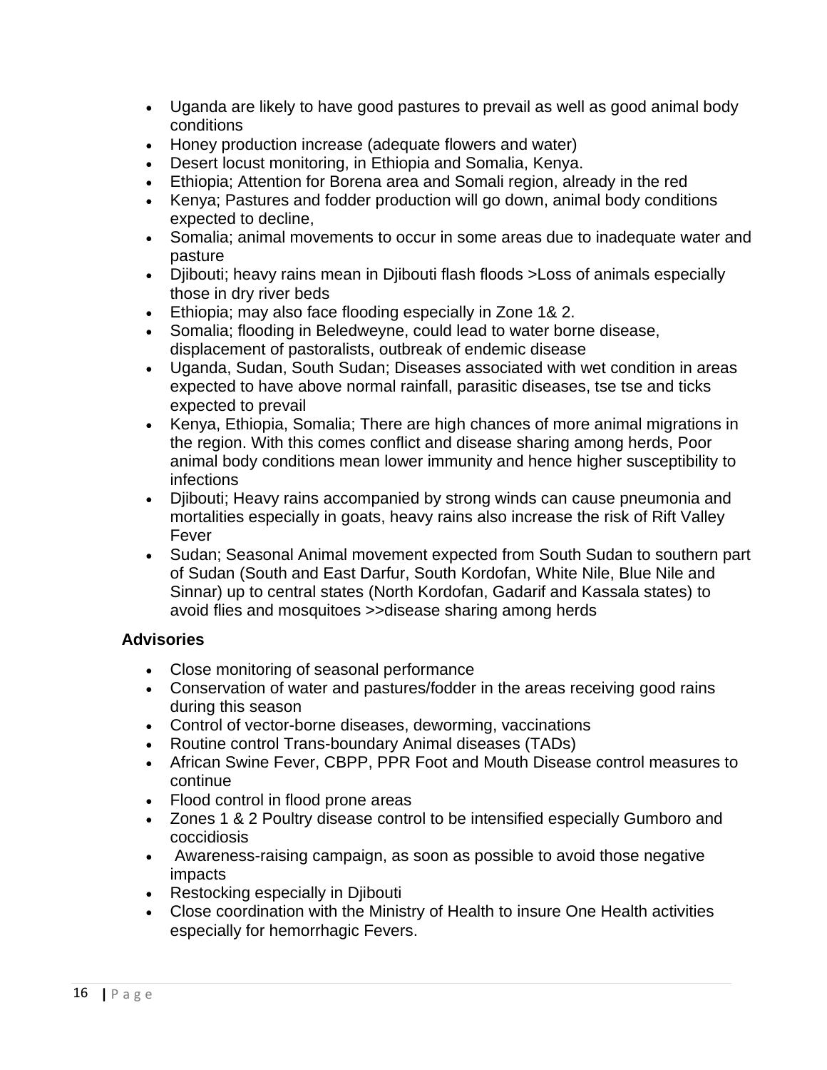- Uganda are likely to have good pastures to prevail as well as good animal body conditions
- Honey production increase (adequate flowers and water)
- Desert locust monitoring, in Ethiopia and Somalia, Kenya.
- Ethiopia; Attention for Borena area and Somali region, already in the red
- Kenya; Pastures and fodder production will go down, animal body conditions expected to decline,
- Somalia; animal movements to occur in some areas due to inadequate water and pasture
- Djibouti; heavy rains mean in Djibouti flash floods >Loss of animals especially those in dry river beds
- Ethiopia; may also face flooding especially in Zone 1& 2.
- Somalia; flooding in Beledweyne, could lead to water borne disease, displacement of pastoralists, outbreak of endemic disease
- Uganda, Sudan, South Sudan; Diseases associated with wet condition in areas expected to have above normal rainfall, parasitic diseases, tse tse and ticks expected to prevail
- Kenya, Ethiopia, Somalia; There are high chances of more animal migrations in the region. With this comes conflict and disease sharing among herds, Poor animal body conditions mean lower immunity and hence higher susceptibility to infections
- Djibouti; Heavy rains accompanied by strong winds can cause pneumonia and mortalities especially in goats, heavy rains also increase the risk of Rift Valley Fever
- Sudan; Seasonal Animal movement expected from South Sudan to southern part of Sudan (South and East Darfur, South Kordofan, White Nile, Blue Nile and Sinnar) up to central states (North Kordofan, Gadarif and Kassala states) to avoid flies and mosquitoes >>disease sharing among herds

**Advisories**

- Close monitoring of seasonal performance
- Conservation of water and pastures/fodder in the areas receiving good rains during this season
- Control of vector-borne diseases, deworming, vaccinations
- Routine control Trans-boundary Animal diseases (TADs)
- African Swine Fever, CBPP, PPR Foot and Mouth Disease control measures to continue
- Flood control in flood prone areas
- Zones 1 & 2 Poultry disease control to be intensified especially Gumboro and coccidiosis
- Awareness-raising campaign, as soon as possible to avoid those negative impacts
- Restocking especially in Djibouti
- Close coordination with the Ministry of Health to insure One Health activities especially for hemorrhagic Fevers.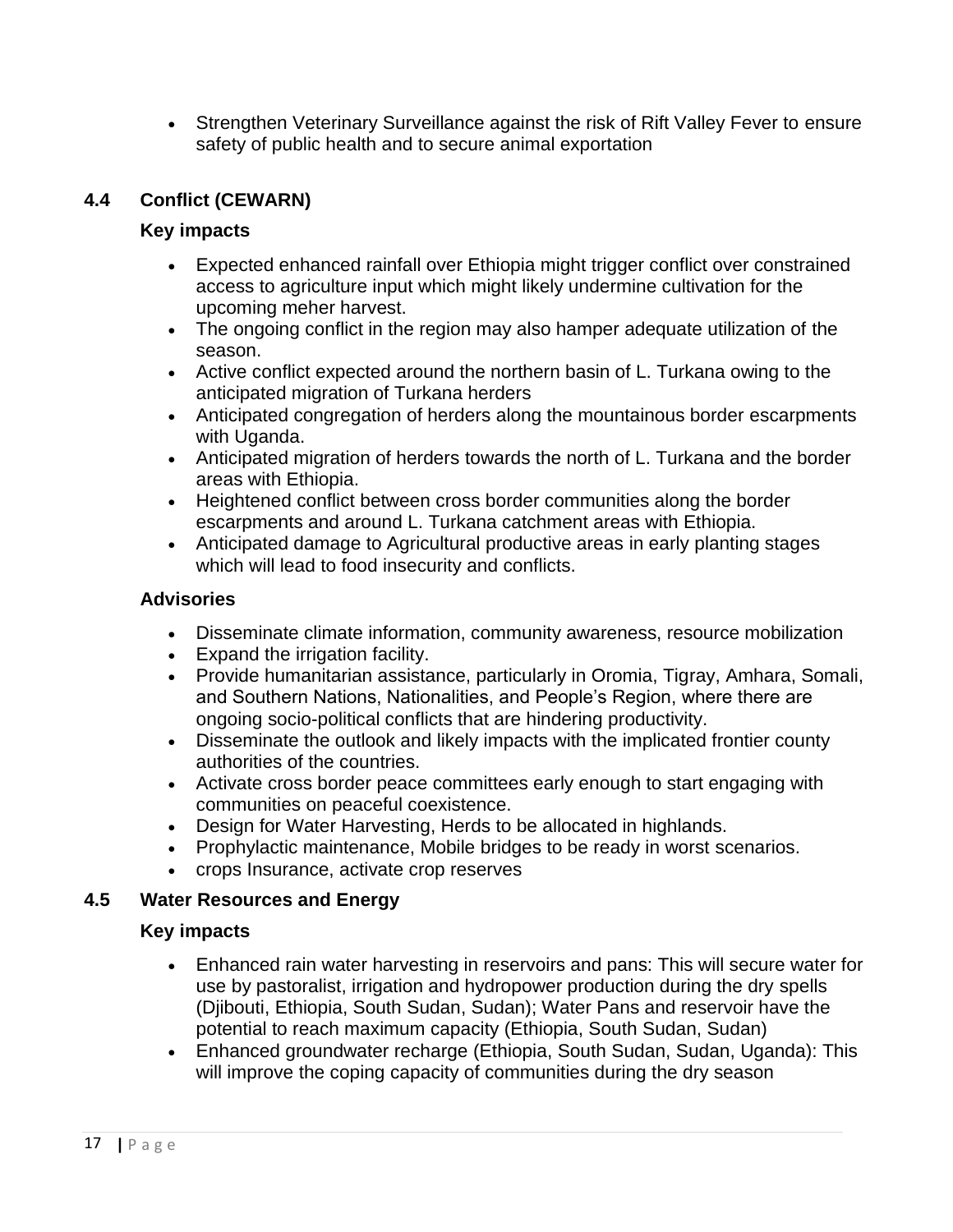- Strengthen Veterinary Surveillance against the risk of Rift Valley Fever to ensure safety of public health and to secure animal exportation

## 4.4 Conflict (CEWARN)

### Key impacts

- Expected enhanced rainfall over Ethiopia might trigger conflict over constrained access to agriculture input which might likely undermine cultivation for the upcoming meher harvest.
- The ongoing conflict in the region may also hamper adequate utilization of the season.
- Active conflict expected around the northern basin of L. Turkana owing to the anticipated migration of Turkana herders
- Anticipated congregation of herders along the mountainous border escarpments with Uganda.
- Anticipated migration of herders towards the north of L. Turkana and the border areas with Ethiopia.
- Heightened conflict between cross border communities along the border escarpments and around L. Turkana catchment areas with Ethiopia.
- Anticipated damage to Agricultural productive areas in early planting stages which will lead to food insecurity and conflicts.

### Advisories

- Disseminate climate information, community awareness, resource mobilization
- Expand the irrigation facility.
- Provide humanitarian assistance, particularly in Oromia, Tigray, Amhara, Somali, and Southern Nations, Nationalities, and People's Region, where there are ongoing socio-political conflicts that are hindering productivity.
- Disseminate the outlook and likely impacts with the implicated frontier county authorities of the countries.
- Activate cross border peace committees early enough to start engaging with communities on peaceful coexistence.
- Design for Water Harvesting, Herds to be allocated in highlands.
- Prophylactic maintenance, Mobile bridges to be ready in worst scenarios.
- crops Insurance, activate crop reserves

## 4.5 Water Resources and Energy

### Key impacts

- Enhanced rain water harvesting in reservoirs and pans: This will secure water for use by pastoralist, irrigation and hydropower production during the dry spells (Djibouti, Ethiopia, South Sudan, Sudan); Water Pans and reservoir have the potential to reach maximum capacity (Ethiopia, South Sudan, Sudan)
- Enhanced groundwater recharge (Ethiopia, South Sudan, Sudan, Uganda): This will improve the coping capacity of communities during the dry season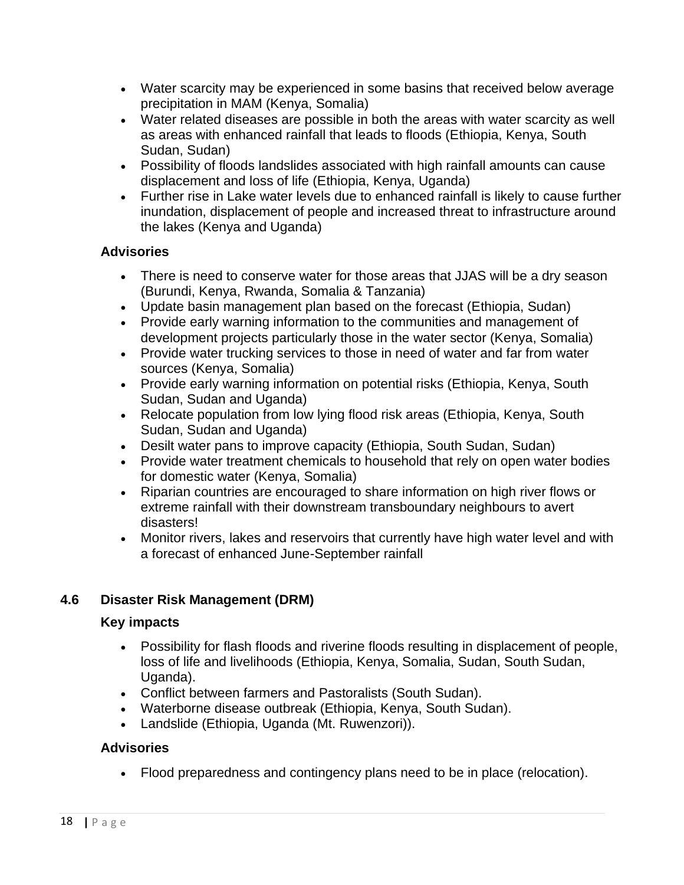- Water scarcity may be experienced in some basins that received below average precipitation in MAM (Kenya, Somalia)
- Water related diseases are possible in both the areas with water scarcity as well as areas with enhanced rainfall that leads to floods (Ethiopia, Kenya, South Sudan, Sudan)
- Possibility of floods landslides associated with high rainfall amounts can cause displacement and loss of life (Ethiopia, Kenya, Uganda)
- Further rise in Lake water levels due to enhanced rainfall is likely to cause further inundation, displacement of people and increased threat to infrastructure around the lakes (Kenya and Uganda)

**Advisories**

- There is need to conserve water for those areas that JJAS will be a dry season (Burundi, Kenya, Rwanda, Somalia & Tanzania)
- Update basin management plan based on the forecast (Ethiopia, Sudan)
- Provide early warning information to the communities and management of development projects particularly those in the water sector (Kenya, Somalia)
- Provide water trucking services to those in need of water and far from water sources (Kenya, Somalia)
- Provide early warning information on potential risks (Ethiopia, Kenya, South Sudan, Sudan and Uganda)
- Relocate population from low lying flood risk areas (Ethiopia, Kenya, South Sudan, Sudan and Uganda)
- Desilt water pans to improve capacity (Ethiopia, South Sudan, Sudan)
- Provide water treatment chemicals to household that rely on open water bodies for domestic water (Kenya, Somalia)
- Riparian countries are encouraged to share information on high river flows or extreme rainfall with their downstream transboundary neighbours to avert disasters!
- Monitor rivers, lakes and reservoirs that currently have high water level and with a forecast of enhanced June-September rainfall

### 4.6 Disaster Risk Management (DRM)

**Key impacts**

- Possibility for flash floods and riverine floods resulting in displacement of people, loss of life and livelihoods (Ethiopia, Kenya, Somalia, Sudan, South Sudan, Uganda).
- Conflict between farmers and Pastoralists (South Sudan).
- Waterborne disease outbreak (Ethiopia, Kenya, South Sudan).
- Landslide (Ethiopia, Uganda (Mt. Ruwenzori)).

**Advisories**

- Flood preparedness and contingency plans need to be in place (relocation).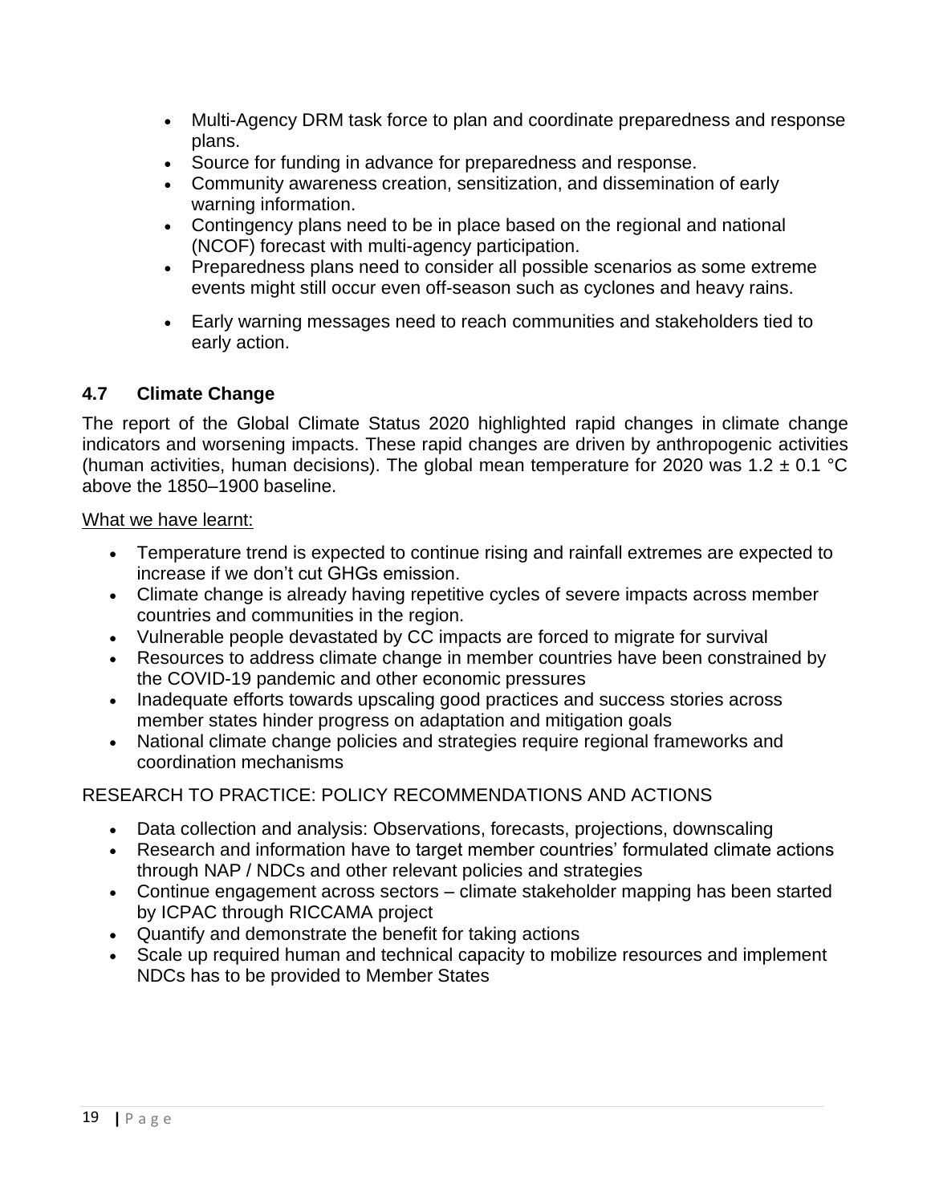- Multi-Agency DRM task force to plan and coordinate preparedness and response plans.
- Source for funding in advance for preparedness and response.
- Community awareness creation, sensitization, and dissemination of early warning information.
- Contingency plans need to be in place based on the regional and national (NCOF) forecast with multi-agency participation.
- Preparedness plans need to consider all possible scenarios as some extreme events might still occur even off-season such as cyclones and heavy rains.
- Early warning messages need to reach communities and stakeholders tied to early action.

### 4.7 Climate Change

The report of the Global Climate Status 2020 highlighted rapid changes in climate change indicators and worsening impacts. These rapid changes are driven by anthropogenic activities (human activities, human decisions). The global mean temperature for 2020 was 1.2 ± 0.1 °C above the 1850–1900 baseline.

What we have learnt:

- Temperature trend is expected to continue rising and rainfall extremes are expected to increase if we don't cut GHGs emission.
- Climate change is already having repetitive cycles of severe impacts across member countries and communities in the region.
- Vulnerable people devastated by CC impacts are forced to migrate for survival
- Resources to address climate change in member countries have been constrained by the COVID-19 pandemic and other economic pressures
- Inadequate efforts towards upscaling good practices and success stories across member states hinder progress on adaptation and mitigation goals
- National climate change policies and strategies require regional frameworks and coordination mechanisms

RESEARCH TO PRACTICE: POLICY RECOMMENDATIONS AND ACTIONS

- Data collection and analysis: Observations, forecasts, projections, downscaling
- Research and information have to target member countries' formulated climate actions through NAP / NDCs and other relevant policies and strategies
- Continue engagement across sectors – climate stakeholder mapping has been started by ICPAC through RICCAMA project
- Quantify and demonstrate the benefit for taking actions
- Scale up required human and technical capacity to mobilize resources and implement NDCs has to be provided to Member States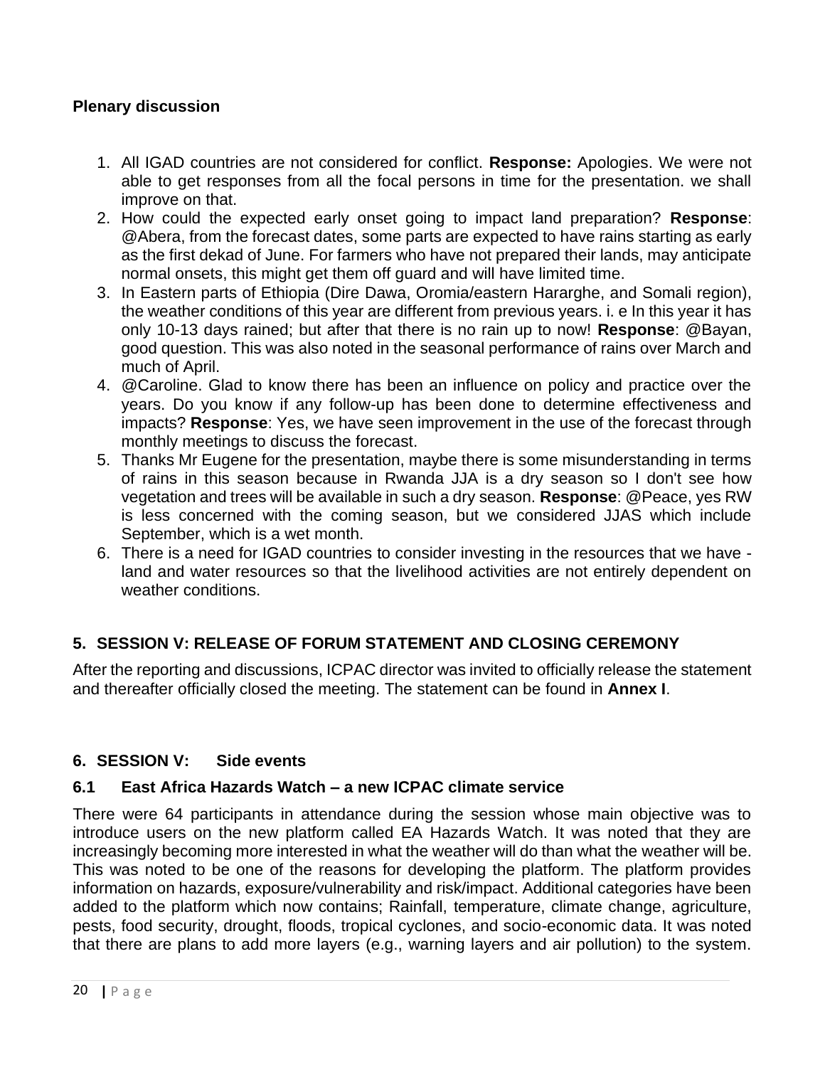**Plenary discussion**

1. All IGAD countries are not considered for conflict. **Response:** Apologies. We were not able to get responses from all the focal persons in time for the presentation. we shall improve on that.
2. How could the expected early onset going to impact land preparation? **Response**: @Abera, from the forecast dates, some parts are expected to have rains starting as early as the first dekad of June. For farmers who have not prepared their lands, may anticipate normal onsets, this might get them off guard and will have limited time.
3. In Eastern parts of Ethiopia (Dire Dawa, Oromia/eastern Hararghe, and Somali region), the weather conditions of this year are different from previous years. i. e In this year it has only 10-13 days rained; but after that there is no rain up to now! **Response**: @Bayan, good question. This was also noted in the seasonal performance of rains over March and much of April.
4. @Caroline. Glad to know there has been an influence on policy and practice over the years. Do you know if any follow-up has been done to determine effectiveness and impacts? **Response**: Yes, we have seen improvement in the use of the forecast through monthly meetings to discuss the forecast.
5. Thanks Mr Eugene for the presentation, maybe there is some misunderstanding in terms of rains in this season because in Rwanda JJA is a dry season so I don't see how vegetation and trees will be available in such a dry season. **Response**: @Peace, yes RW is less concerned with the coming season, but we considered JJAS which include September, which is a wet month.
6. There is a need for IGAD countries to consider investing in the resources that we have - land and water resources so that the livelihood activities are not entirely dependent on weather conditions.

## 5. SESSION V: RELEASE OF FORUM STATEMENT AND CLOSING CEREMONY

After the reporting and discussions, ICPAC director was invited to officially release the statement and thereafter officially closed the meeting. The statement can be found in **Annex I**.

## 6. SESSION V: Side events

### 6.1 East Africa Hazards Watch – a new ICPAC climate service

There were 64 participants in attendance during the session whose main objective was to introduce users on the new platform called EA Hazards Watch. It was noted that they are increasingly becoming more interested in what the weather will do than what the weather will be. This was noted to be one of the reasons for developing the platform. The platform provides information on hazards, exposure/vulnerability and risk/impact. Additional categories have been added to the platform which now contains; Rainfall, temperature, climate change, agriculture, pests, food security, drought, floods, tropical cyclones, and socio-economic data. It was noted that there are plans to add more layers (e.g., warning layers and air pollution) to the system.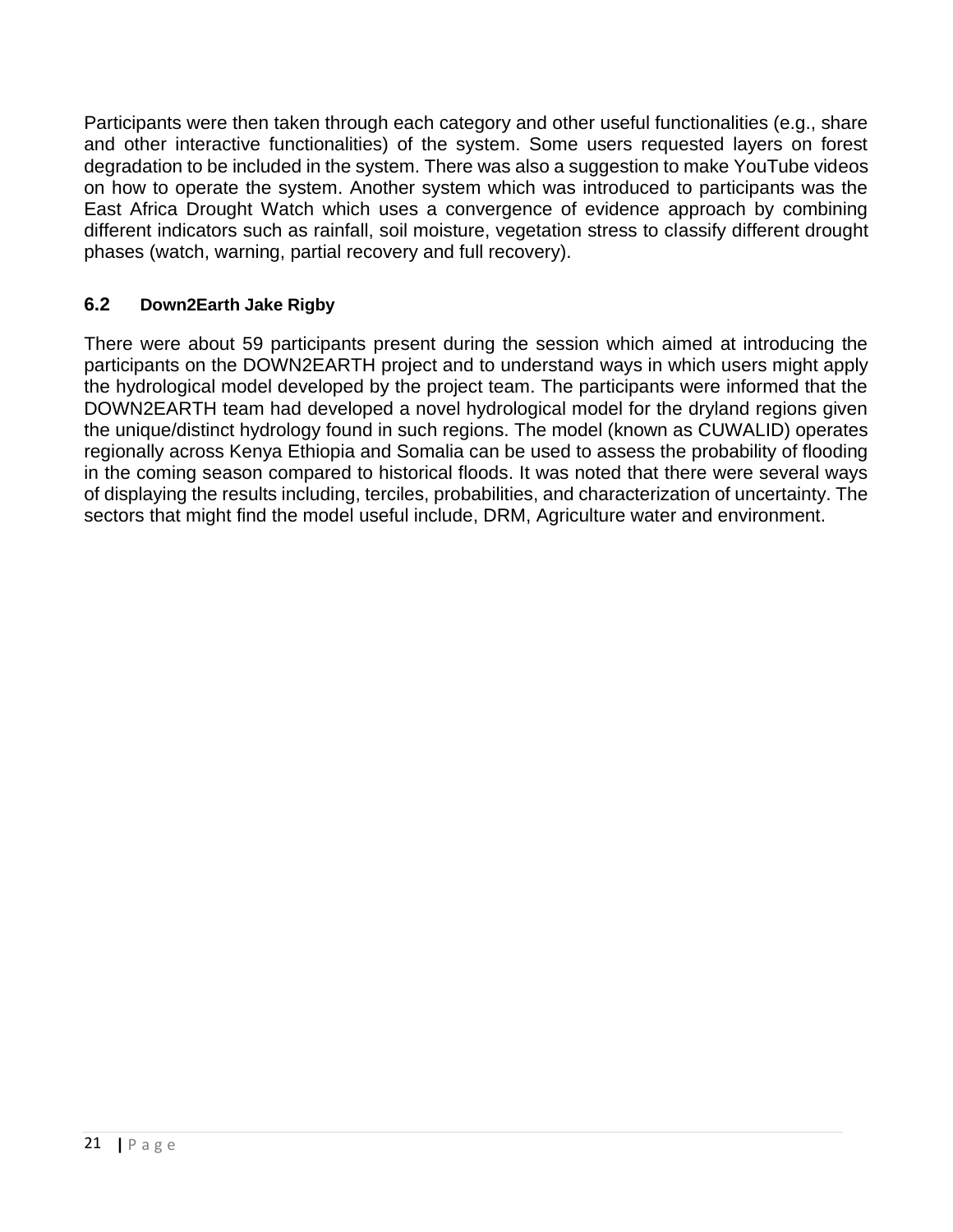Participants were then taken through each category and other useful functionalities (e.g., share and other interactive functionalities) of the system. Some users requested layers on forest degradation to be included in the system. There was also a suggestion to make YouTube videos on how to operate the system. Another system which was introduced to participants was the East Africa Drought Watch which uses a convergence of evidence approach by combining different indicators such as rainfall, soil moisture, vegetation stress to classify different drought phases (watch, warning, partial recovery and full recovery).

## 6.2 Down2Earth Jake Rigby

There were about 59 participants present during the session which aimed at introducing the participants on the DOWN2EARTH project and to understand ways in which users might apply the hydrological model developed by the project team. The participants were informed that the DOWN2EARTH team had developed a novel hydrological model for the dryland regions given the unique/distinct hydrology found in such regions. The model (known as CUWALID) operates regionally across Kenya Ethiopia and Somalia can be used to assess the probability of flooding in the coming season compared to historical floods. It was noted that there were several ways of displaying the results including, terciles, probabilities, and characterization of uncertainty. The sectors that might find the model useful include, DRM, Agriculture water and environment.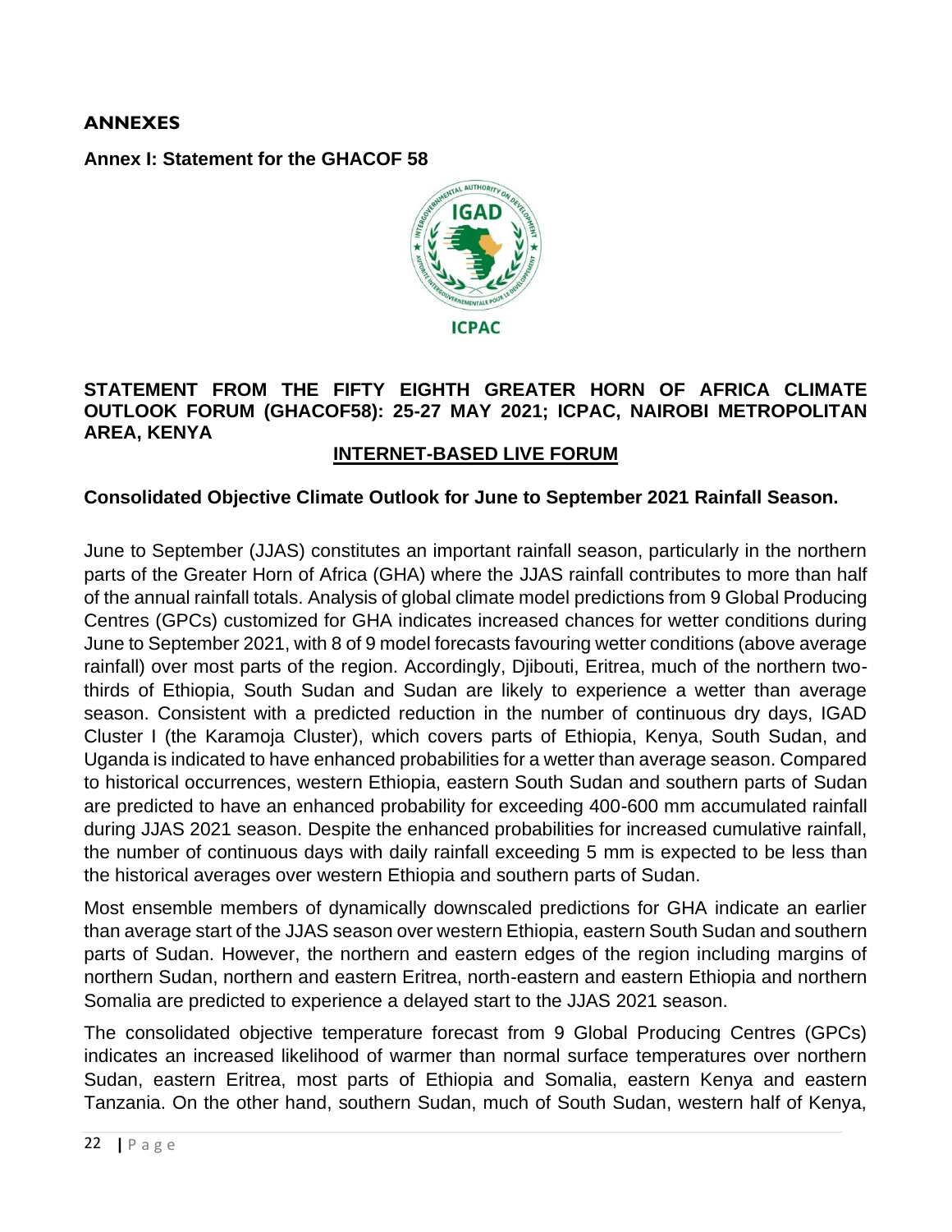# ANNEXES

## Annex I: Statement for the GHACOF 58

ICPAC

### STATEMENT FROM THE FIFTY EIGHTH GREATER HORN OF AFRICA CLIMATE OUTLOOK FORUM (GHACOF58): 25-27 MAY 2021; ICPAC, NAIROBI METROPOLITAN AREA, KENYA

**INTERNET-BASED LIVE FORUM**

**Consolidated Objective Climate Outlook for June to September 2021 Rainfall Season.**

June to September (JJAS) constitutes an important rainfall season, particularly in the northern parts of the Greater Horn of Africa (GHA) where the JJAS rainfall contributes to more than half of the annual rainfall totals. Analysis of global climate model predictions from 9 Global Producing Centres (GPCs) customized for GHA indicates increased chances for wetter conditions during June to September 2021, with 8 of 9 model forecasts favouring wetter conditions (above average rainfall) over most parts of the region. Accordingly, Djibouti, Eritrea, much of the northern two-thirds of Ethiopia, South Sudan and Sudan are likely to experience a wetter than average season. Consistent with a predicted reduction in the number of continuous dry days, IGAD Cluster I (the Karamoja Cluster), which covers parts of Ethiopia, Kenya, South Sudan, and Uganda is indicated to have enhanced probabilities for a wetter than average season. Compared to historical occurrences, western Ethiopia, eastern South Sudan and southern parts of Sudan are predicted to have an enhanced probability for exceeding 400-600 mm accumulated rainfall during JJAS 2021 season. Despite the enhanced probabilities for increased cumulative rainfall, the number of continuous days with daily rainfall exceeding 5 mm is expected to be less than the historical averages over western Ethiopia and southern parts of Sudan.

Most ensemble members of dynamically downscaled predictions for GHA indicate an earlier than average start of the JJAS season over western Ethiopia, eastern South Sudan and southern parts of Sudan. However, the northern and eastern edges of the region including margins of northern Sudan, northern and eastern Eritrea, north-eastern and eastern Ethiopia and northern Somalia are predicted to experience a delayed start to the JJAS 2021 season.

The consolidated objective temperature forecast from 9 Global Producing Centres (GPCs) indicates an increased likelihood of warmer than normal surface temperatures over northern Sudan, eastern Eritrea, most parts of Ethiopia and Somalia, eastern Kenya and eastern Tanzania. On the other hand, southern Sudan, much of South Sudan, western half of Kenya,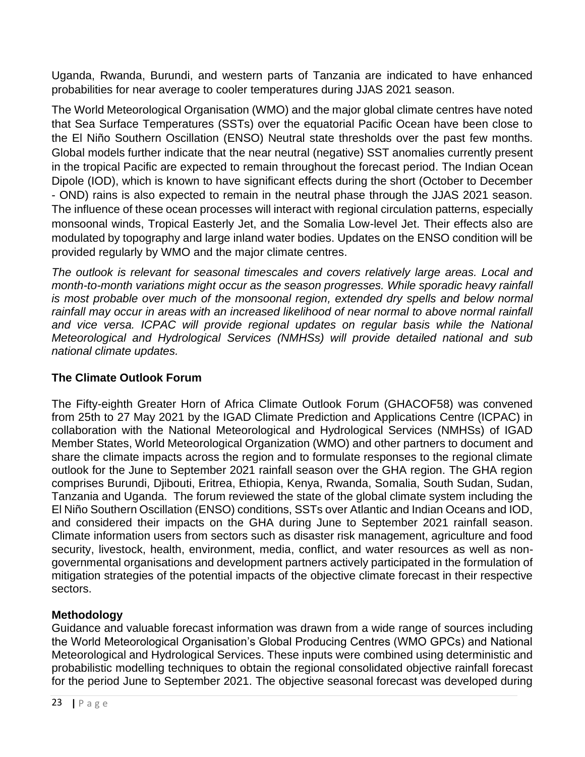Uganda, Rwanda, Burundi, and western parts of Tanzania are indicated to have enhanced probabilities for near average to cooler temperatures during JJAS 2021 season.

The World Meteorological Organisation (WMO) and the major global climate centres have noted that Sea Surface Temperatures (SSTs) over the equatorial Pacific Ocean have been close to the El Niño Southern Oscillation (ENSO) Neutral state thresholds over the past few months. Global models further indicate that the near neutral (negative) SST anomalies currently present in the tropical Pacific are expected to remain throughout the forecast period. The Indian Ocean Dipole (IOD), which is known to have significant effects during the short (October to December - OND) rains is also expected to remain in the neutral phase through the JJAS 2021 season. The influence of these ocean processes will interact with regional circulation patterns, especially monsoonal winds, Tropical Easterly Jet, and the Somalia Low-level Jet. Their effects also are modulated by topography and large inland water bodies. Updates on the ENSO condition will be provided regularly by WMO and the major climate centres.

*The outlook is relevant for seasonal timescales and covers relatively large areas. Local and month-to-month variations might occur as the season progresses. While sporadic heavy rainfall is most probable over much of the monsoonal region, extended dry spells and below normal rainfall may occur in areas with an increased likelihood of near normal to above normal rainfall and vice versa. ICPAC will provide regional updates on regular basis while the National Meteorological and Hydrological Services (NMHSs) will provide detailed national and sub national climate updates.*

## The Climate Outlook Forum

The Fifty-eighth Greater Horn of Africa Climate Outlook Forum (GHACOF58) was convened from 25th to 27 May 2021 by the IGAD Climate Prediction and Applications Centre (ICPAC) in collaboration with the National Meteorological and Hydrological Services (NMHSs) of IGAD Member States, World Meteorological Organization (WMO) and other partners to document and share the climate impacts across the region and to formulate responses to the regional climate outlook for the June to September 2021 rainfall season over the GHA region. The GHA region comprises Burundi, Djibouti, Eritrea, Ethiopia, Kenya, Rwanda, Somalia, South Sudan, Sudan, Tanzania and Uganda. The forum reviewed the state of the global climate system including the El Niño Southern Oscillation (ENSO) conditions, SSTs over Atlantic and Indian Oceans and IOD, and considered their impacts on the GHA during June to September 2021 rainfall season. Climate information users from sectors such as disaster risk management, agriculture and food security, livestock, health, environment, media, conflict, and water resources as well as non-governmental organisations and development partners actively participated in the formulation of mitigation strategies of the potential impacts of the objective climate forecast in their respective sectors.

## Methodology

Guidance and valuable forecast information was drawn from a wide range of sources including the World Meteorological Organisation's Global Producing Centres (WMO GPCs) and National Meteorological and Hydrological Services. These inputs were combined using deterministic and probabilistic modelling techniques to obtain the regional consolidated objective rainfall forecast for the period June to September 2021. The objective seasonal forecast was developed during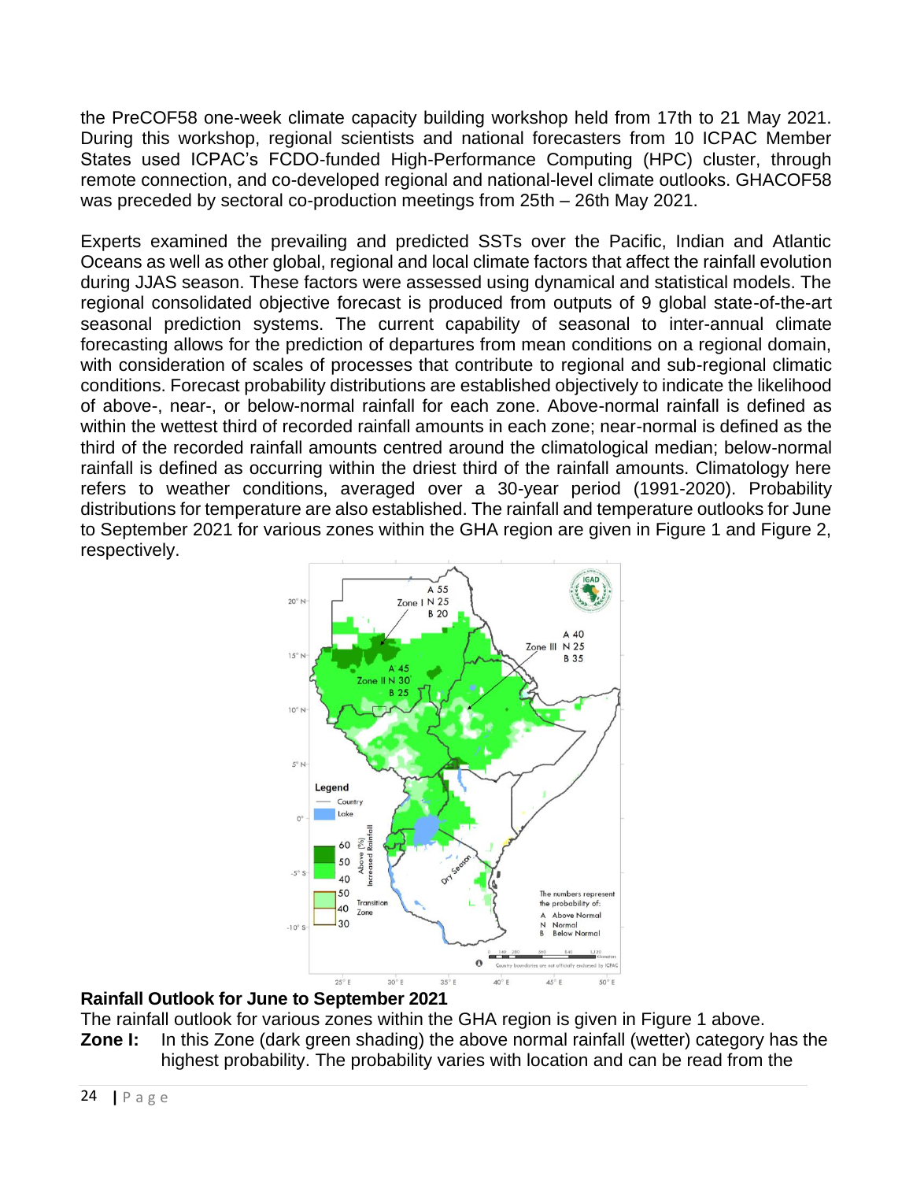the PreCOF58 one-week climate capacity building workshop held from 17th to 21 May 2021. During this workshop, regional scientists and national forecasters from 10 ICPAC Member States used ICPAC's FCDO-funded High-Performance Computing (HPC) cluster, through remote connection, and co-developed regional and national-level climate outlooks. GHACOF58 was preceded by sectoral co-production meetings from 25th – 26th May 2021.

Experts examined the prevailing and predicted SSTs over the Pacific, Indian and Atlantic Oceans as well as other global, regional and local climate factors that affect the rainfall evolution during JJAS season. These factors were assessed using dynamical and statistical models. The regional consolidated objective forecast is produced from outputs of 9 global state-of-the-art seasonal prediction systems. The current capability of seasonal to inter-annual climate forecasting allows for the prediction of departures from mean conditions on a regional domain, with consideration of scales of processes that contribute to regional and sub-regional climatic conditions. Forecast probability distributions are established objectively to indicate the likelihood of above-, near-, or below-normal rainfall for each zone. Above-normal rainfall is defined as within the wettest third of recorded rainfall amounts in each zone; near-normal is defined as the third of the recorded rainfall amounts centred around the climatological median; below-normal rainfall is defined as occurring within the driest third of the rainfall amounts. Climatology here refers to weather conditions, averaged over a 30-year period (1991-2020). Probability distributions for temperature are also established. The rainfall and temperature outlooks for June to September 2021 for various zones within the GHA region are given in Figure 1 and Figure 2, respectively.

**Rainfall Outlook for June to September 2021**

The rainfall outlook for various zones within the GHA region is given in Figure 1 above.

**Zone I:** In this Zone (dark green shading) the above normal rainfall (wetter) category has the highest probability. The probability varies with location and can be read from the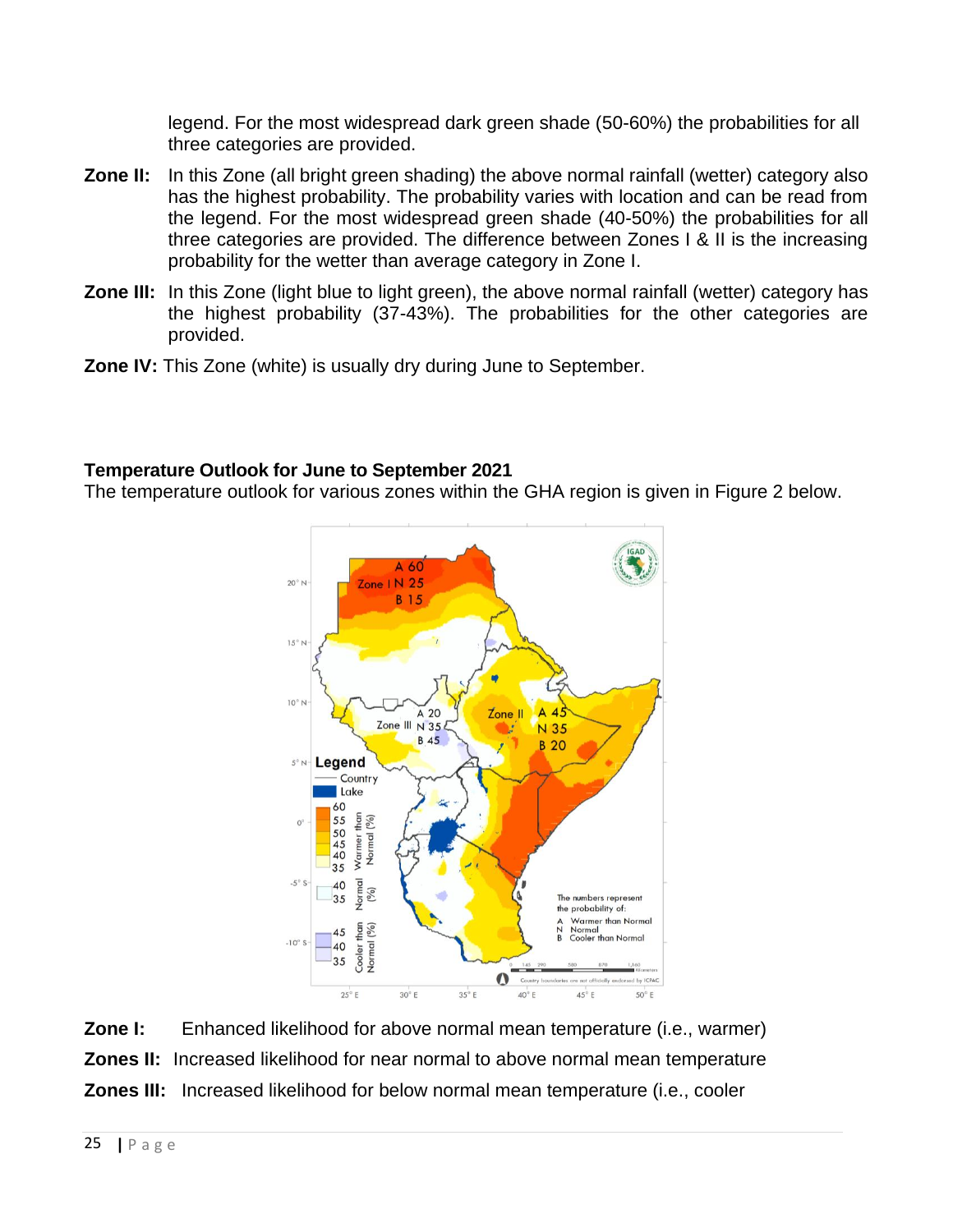legend. For the most widespread dark green shade (50-60%) the probabilities for all three categories are provided.

**Zone II:** In this Zone (all bright green shading) the above normal rainfall (wetter) category also has the highest probability. The probability varies with location and can be read from the legend. For the most widespread green shade (40-50%) the probabilities for all three categories are provided. The difference between Zones I & II is the increasing probability for the wetter than average category in Zone I.

**Zone III:** In this Zone (light blue to light green), the above normal rainfall (wetter) category has the highest probability (37-43%). The probabilities for the other categories are provided.

**Zone IV:** This Zone (white) is usually dry during June to September.

**Temperature Outlook for June to September 2021**

The temperature outlook for various zones within the GHA region is given in Figure 2 below.

**Zone I:** Enhanced likelihood for above normal mean temperature (i.e., warmer)

**Zones II:** Increased likelihood for near normal to above normal mean temperature

**Zones III:** Increased likelihood for below normal mean temperature (i.e., cooler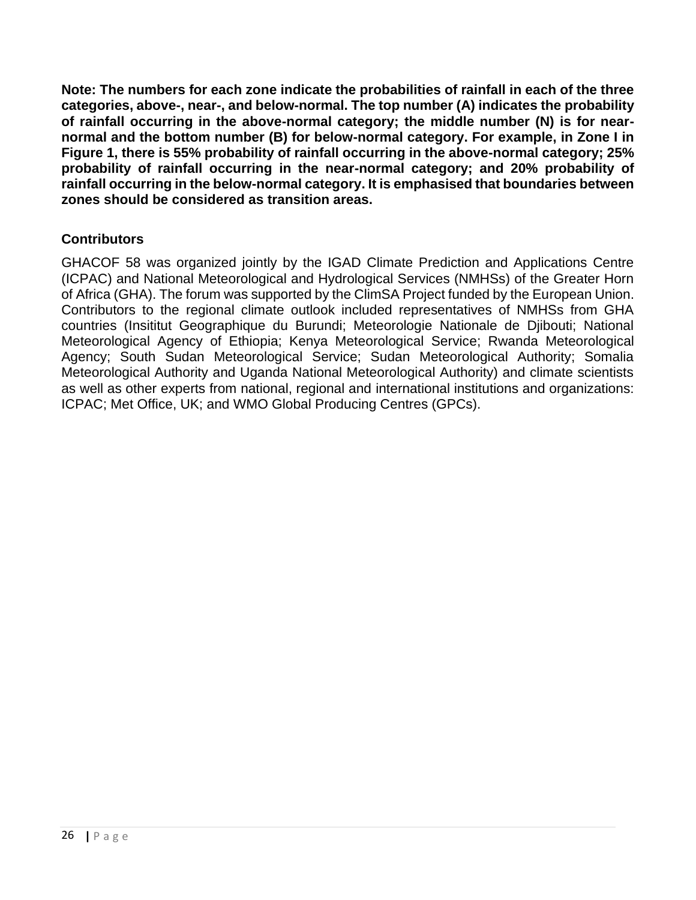**Note: The numbers for each zone indicate the probabilities of rainfall in each of the three categories, above-, near-, and below-normal. The top number (A) indicates the probability of rainfall occurring in the above-normal category; the middle number (N) is for near-normal and the bottom number (B) for below-normal category. For example, in Zone I in Figure 1, there is 55% probability of rainfall occurring in the above-normal category; 25% probability of rainfall occurring in the near-normal category; and 20% probability of rainfall occurring in the below-normal category. It is emphasised that boundaries between zones should be considered as transition areas.**

## Contributors

GHACOF 58 was organized jointly by the IGAD Climate Prediction and Applications Centre (ICPAC) and National Meteorological and Hydrological Services (NMHSs) of the Greater Horn of Africa (GHA). The forum was supported by the ClimSA Project funded by the European Union. Contributors to the regional climate outlook included representatives of NMHSs from GHA countries (Insititut Geographique du Burundi; Meteorologie Nationale de Djibouti; National Meteorological Agency of Ethiopia; Kenya Meteorological Service; Rwanda Meteorological Agency; South Sudan Meteorological Service; Sudan Meteorological Authority; Somalia Meteorological Authority and Uganda National Meteorological Authority) and climate scientists as well as other experts from national, regional and international institutions and organizations: ICPAC; Met Office, UK; and WMO Global Producing Centres (GPCs).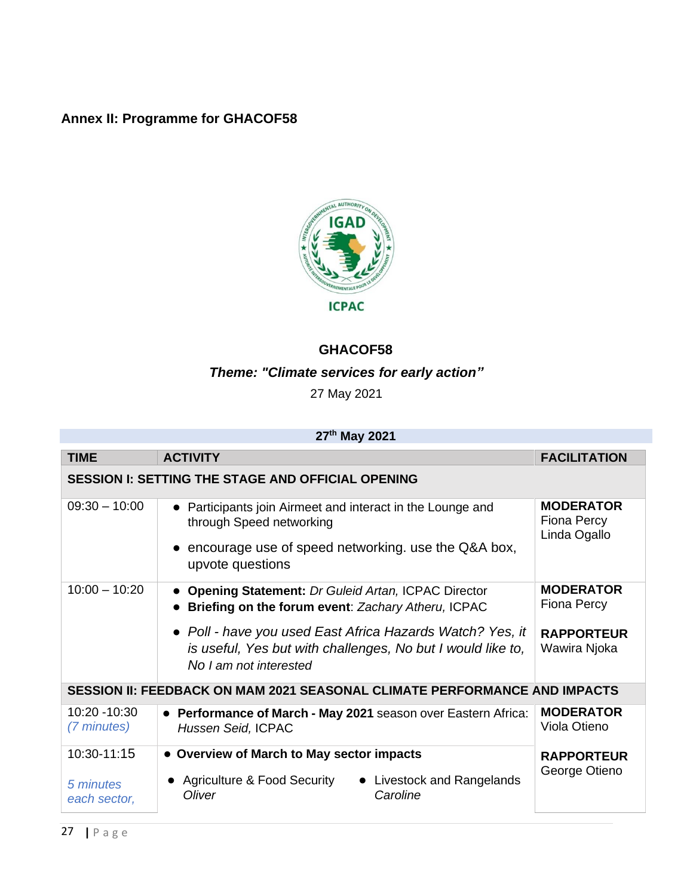## Annex II: Programme for GHACOF58

**GHACOF58**

***Theme: "Climate services for early action"***

27 May 2021

| 27th May 2021 | | |
|---|---|---|
| **TIME** | **ACTIVITY** | **FACILITATION** |
| **SESSION I: SETTING THE STAGE AND OFFICIAL OPENING** | | |
| 09:30 – 10:00 | • Participants join Airmeet and interact in the Lounge and through Speed networking<br>• encourage use of speed networking. use the Q&A box, upvote questions | **MODERATOR**<br>Fiona Percy<br>Linda Ogallo |
| 10:00 – 10:20 | • **Opening Statement:** *Dr Guleid Artan,* ICPAC Director<br>• **Briefing on the forum event**: *Zachary Atheru,* ICPAC<br>• *Poll - have you used East Africa Hazards Watch? Yes, it is useful, Yes but with challenges, No but I would like to, No I am not interested* | **MODERATOR**<br>Fiona Percy<br>**RAPPORTEUR**<br>Wawira Njoka |
| **SESSION II: FEEDBACK ON MAM 2021 SEASONAL CLIMATE PERFORMANCE AND IMPACTS** | | |
| 10:20 -10:30<br>*(7 minutes)* | • **Performance of March - May 2021** season over Eastern Africa: *Hussen Seid,* ICPAC | **MODERATOR**<br>Viola Otieno<br>**RAPPORTEUR**<br>George Otieno |
| 10:30-11:15<br>*5 minutes each sector,* | • **Overview of March to May sector impacts**<br>• Agriculture & Food Security *Oliver*<br>• Livestock and Rangelands *Caroline* | |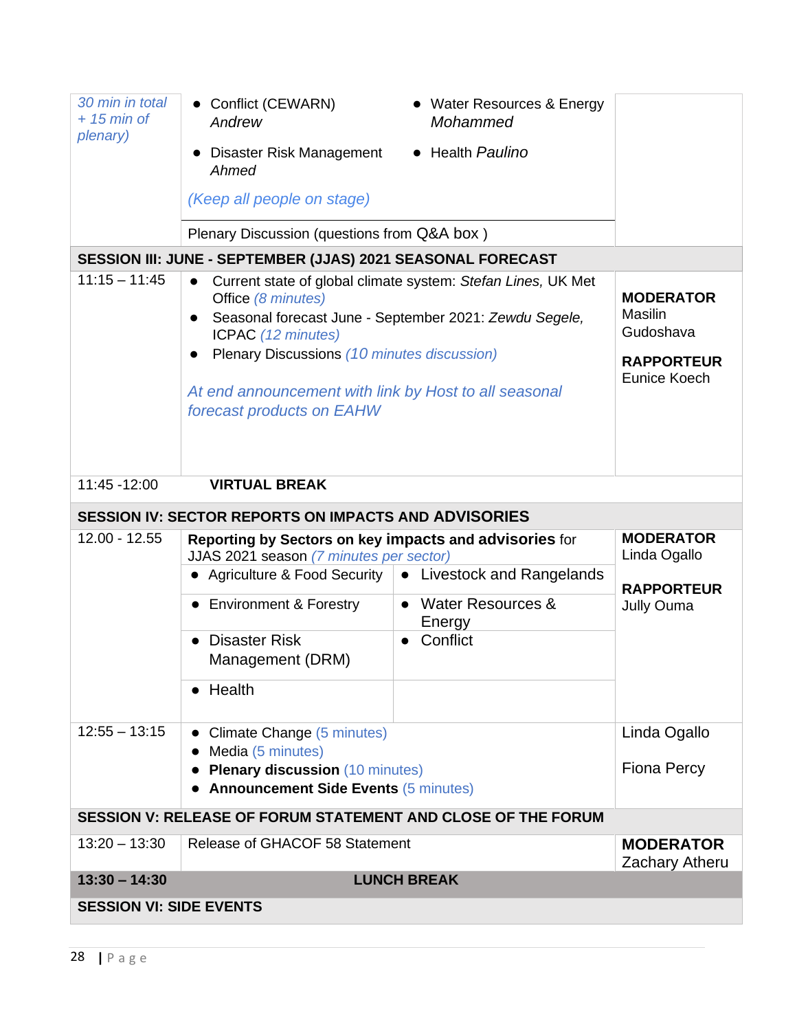| | | |
|---|---|---|
| *30 min in total + 15 min of plenary)* | • Conflict (CEWARN) *Andrew*<br>• Water Resources & Energy *Mohammed*<br>• Disaster Risk Management *Ahmed*<br>• Health *Paulino*<br>*(Keep all people on stage)* | |
| | Plenary Discussion (questions from Q&A box ) | |
| **SESSION III: JUNE - SEPTEMBER (JJAS) 2021 SEASONAL FORECAST** | | |
| 11:15 – 11:45 | • Current state of global climate system: *Stefan Lines,* UK Met Office *(8 minutes)*<br>• Seasonal forecast June - September 2021: *Zewdu Segele,* ICPAC *(12 minutes)*<br>• Plenary Discussions *(10 minutes discussion)*<br>*At end announcement with link by Host to all seasonal forecast products on EAHW* | **MODERATOR** Masilin Gudoshava<br>**RAPPORTEUR** Eunice Koech |
| 11:45 -12:00 | **VIRTUAL BREAK** | |
| **SESSION IV: SECTOR REPORTS ON IMPACTS AND ADVISORIES** | | |
| 12.00 - 12.55 | **Reporting by Sectors on key impacts and advisories** for JJAS 2021 season *(7 minutes per sector)*<br>• Agriculture & Food Security<br>• Livestock and Rangelands<br>• Environment & Forestry<br>• Water Resources & Energy<br>• Disaster Risk Management (DRM)<br>• Conflict<br>• Health | **MODERATOR** Linda Ogallo<br>**RAPPORTEUR** Jully Ouma |
| 12:55 – 13:15 | • Climate Change (5 minutes)<br>• Media (5 minutes)<br>• **Plenary discussion** (10 minutes)<br>• **Announcement Side Events** (5 minutes) | Linda Ogallo<br>Fiona Percy |
| **SESSION V: RELEASE OF FORUM STATEMENT AND CLOSE OF THE FORUM** | | |
| 13:20 – 13:30 | Release of GHACOF 58 Statement | **MODERATOR** Zachary Atheru |
| **13:30 – 14:30** | **LUNCH BREAK** | |
| **SESSION VI: SIDE EVENTS** | | |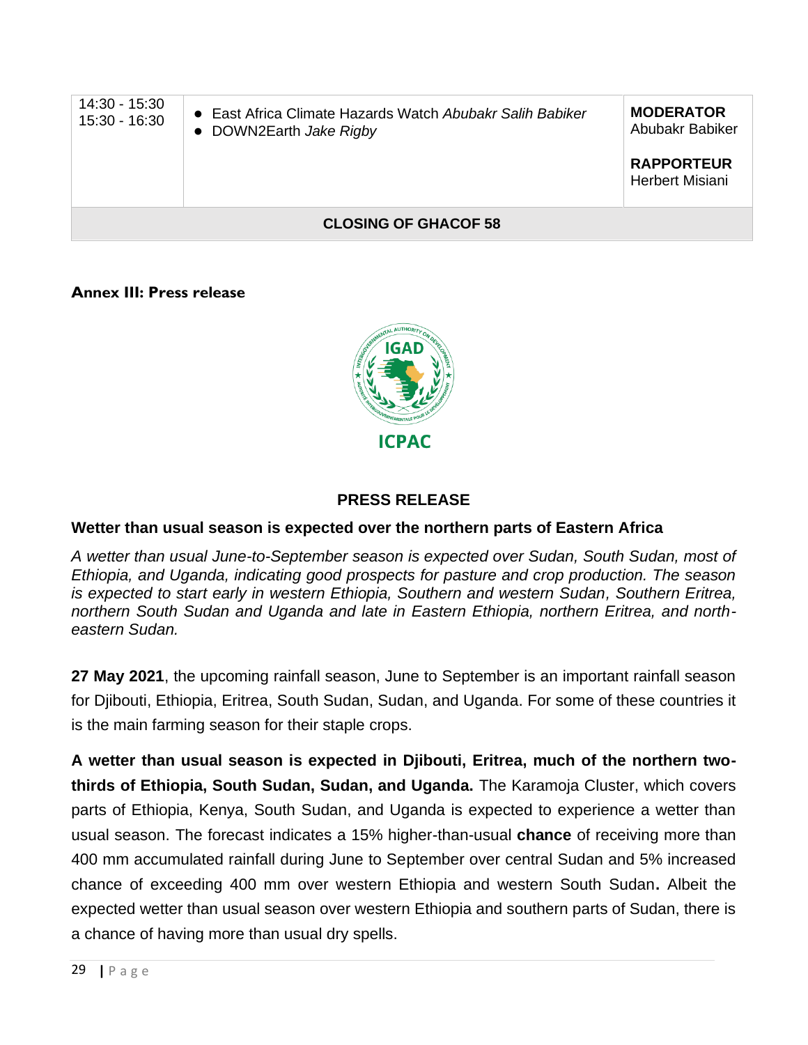| | | |
|---|---|---|
| 14:30 - 15:30<br>15:30 - 16:30 | • East Africa Climate Hazards Watch *Abubakr Salih Babiker*<br>• DOWN2Earth *Jake Rigby* | **MODERATOR**<br>Abubakr Babiker<br><br>**RAPPORTEUR**<br>Herbert Misiani |
| **CLOSING OF GHACOF 58** | | |

**Annex III: Press release**

IGAD

ICPAC

## PRESS RELEASE

### Wetter than usual season is expected over the northern parts of Eastern Africa

*A wetter than usual June-to-September season is expected over Sudan, South Sudan, most of Ethiopia, and Uganda, indicating good prospects for pasture and crop production. The season is expected to start early in western Ethiopia, Southern and western Sudan, Southern Eritrea, northern South Sudan and Uganda and late in Eastern Ethiopia, northern Eritrea, and north-eastern Sudan.*

**27 May 2021**, the upcoming rainfall season, June to September is an important rainfall season for Djibouti, Ethiopia, Eritrea, South Sudan, Sudan, and Uganda. For some of these countries it is the main farming season for their staple crops.

**A wetter than usual season is expected in Djibouti, Eritrea, much of the northern two-thirds of Ethiopia, South Sudan, Sudan, and Uganda.** The Karamoja Cluster, which covers parts of Ethiopia, Kenya, South Sudan, and Uganda is expected to experience a wetter than usual season. The forecast indicates a 15% higher-than-usual **chance** of receiving more than 400 mm accumulated rainfall during June to September over central Sudan and 5% increased chance of exceeding 400 mm over western Ethiopia and western South Sudan**.** Albeit the expected wetter than usual season over western Ethiopia and southern parts of Sudan, there is a chance of having more than usual dry spells.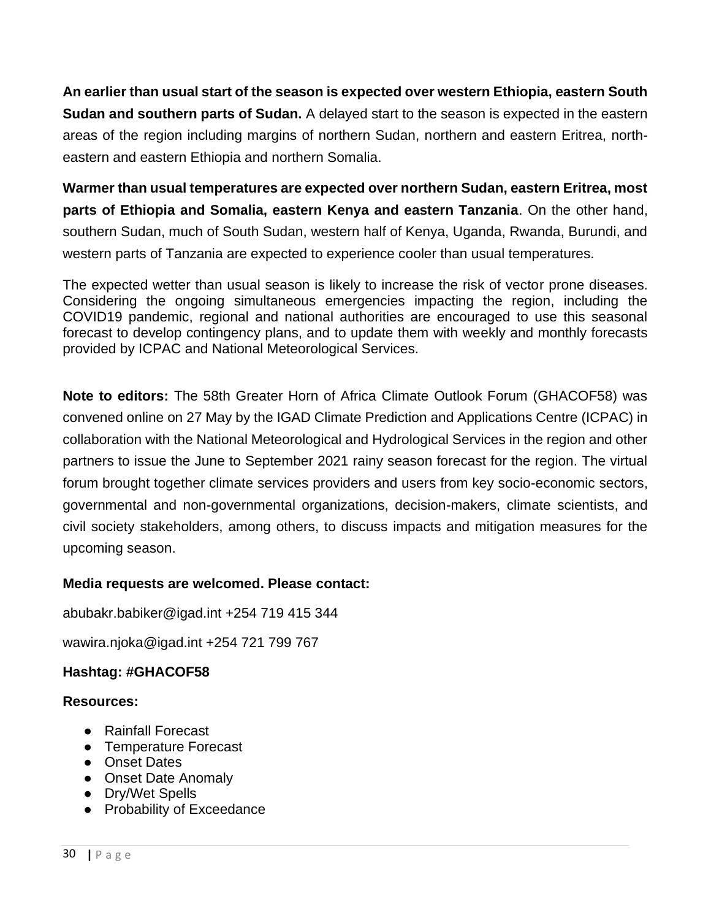**An earlier than usual start of the season is expected over western Ethiopia, eastern South Sudan and southern parts of Sudan.** A delayed start to the season is expected in the eastern areas of the region including margins of northern Sudan, northern and eastern Eritrea, north-eastern and eastern Ethiopia and northern Somalia.

**Warmer than usual temperatures are expected over northern Sudan, eastern Eritrea, most parts of Ethiopia and Somalia, eastern Kenya and eastern Tanzania**. On the other hand, southern Sudan, much of South Sudan, western half of Kenya, Uganda, Rwanda, Burundi, and western parts of Tanzania are expected to experience cooler than usual temperatures.

The expected wetter than usual season is likely to increase the risk of vector prone diseases. Considering the ongoing simultaneous emergencies impacting the region, including the COVID19 pandemic, regional and national authorities are encouraged to use this seasonal forecast to develop contingency plans, and to update them with weekly and monthly forecasts provided by ICPAC and National Meteorological Services.

**Note to editors:** The 58th Greater Horn of Africa Climate Outlook Forum (GHACOF58) was convened online on 27 May by the IGAD Climate Prediction and Applications Centre (ICPAC) in collaboration with the National Meteorological and Hydrological Services in the region and other partners to issue the June to September 2021 rainy season forecast for the region. The virtual forum brought together climate services providers and users from key socio-economic sectors, governmental and non-governmental organizations, decision-makers, climate scientists, and civil society stakeholders, among others, to discuss impacts and mitigation measures for the upcoming season.

**Media requests are welcomed. Please contact:**

abubakr.babiker@igad.int +254 719 415 344

wawira.njoka@igad.int +254 721 799 767

**Hashtag: #GHACOF58**

**Resources:**

- Rainfall Forecast
- Temperature Forecast
- Onset Dates
- Onset Date Anomaly
- Dry/Wet Spells
- Probability of Exceedance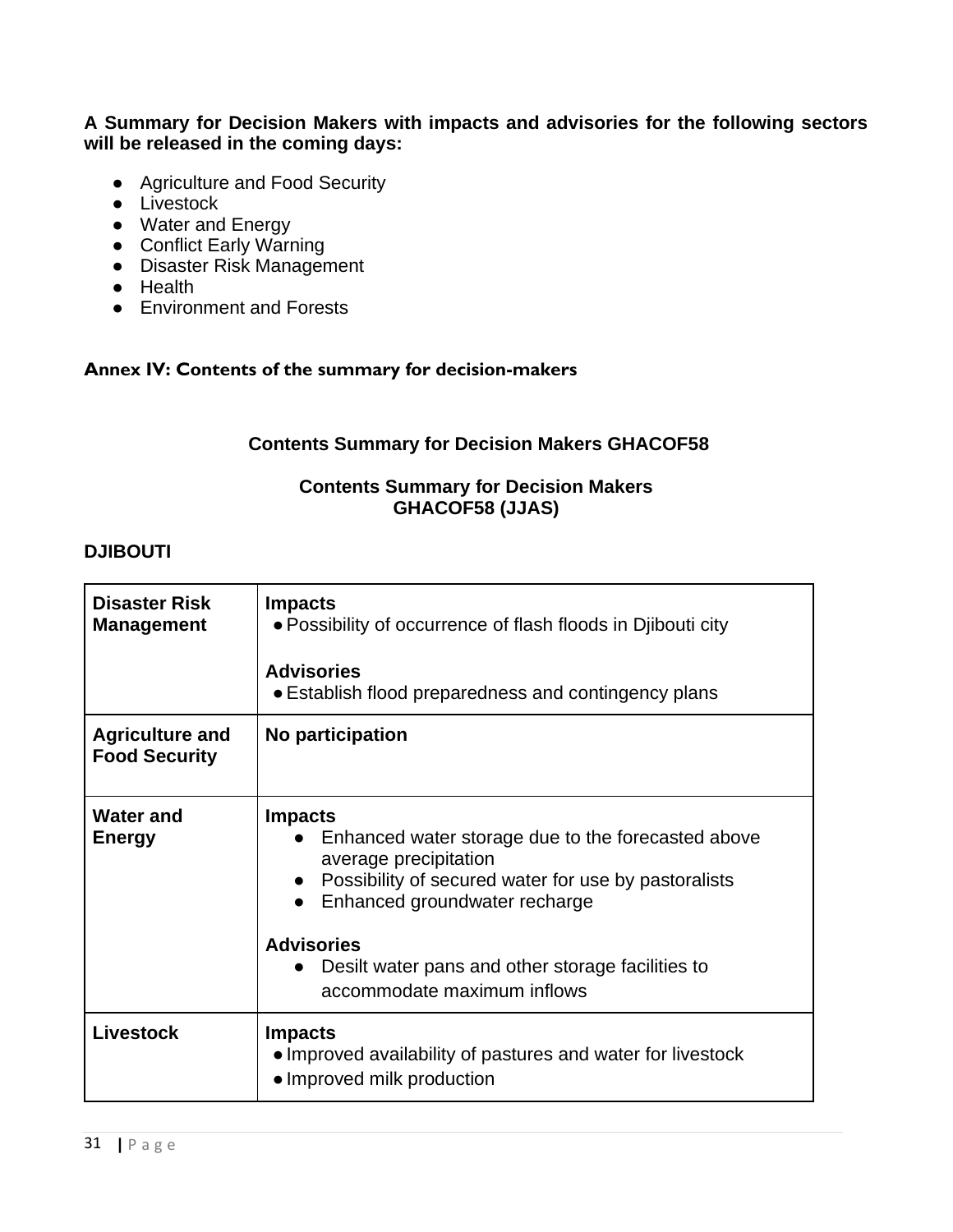**A Summary for Decision Makers with impacts and advisories for the following sectors will be released in the coming days:**

- Agriculture and Food Security
- Livestock
- Water and Energy
- Conflict Early Warning
- Disaster Risk Management
- Health
- Environment and Forests

**Annex IV: Contents of the summary for decision-makers**

**Contents Summary for Decision Makers GHACOF58**

**Contents Summary for Decision Makers GHACOF58 (JJAS)**

**DJIBOUTI**

| **Disaster Risk Management** | **Impacts**<br>• Possibility of occurrence of flash floods in Djibouti city<br><br>**Advisories**<br>• Establish flood preparedness and contingency plans |
|---|---|
| **Agriculture and Food Security** | **No participation** |
| **Water and Energy** | **Impacts**<br>• Enhanced water storage due to the forecasted above average precipitation<br>• Possibility of secured water for use by pastoralists<br>• Enhanced groundwater recharge<br><br>**Advisories**<br>• Desilt water pans and other storage facilities to accommodate maximum inflows |
| **Livestock** | **Impacts**<br>• Improved availability of pastures and water for livestock<br>• Improved milk production |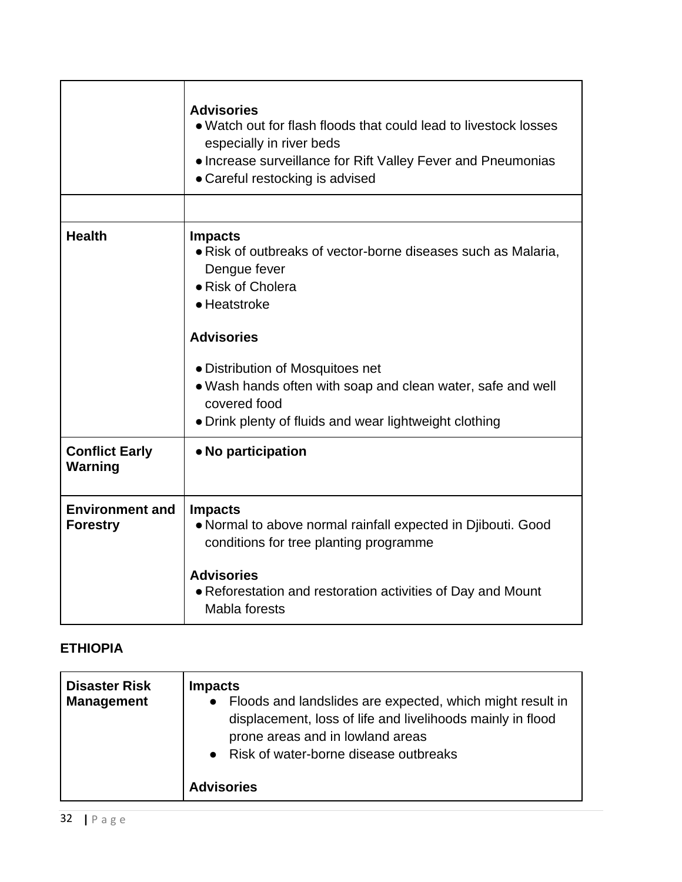| | |
|---|---|
| | **Advisories**<br>● Watch out for flash floods that could lead to livestock losses especially in river beds<br>● Increase surveillance for Rift Valley Fever and Pneumonias<br>● Careful restocking is advised |
| | |
| **Health** | **Impacts**<br>● Risk of outbreaks of vector-borne diseases such as Malaria, Dengue fever<br>● Risk of Cholera<br>● Heatstroke<br><br>**Advisories**<br><br>● Distribution of Mosquitoes net<br>● Wash hands often with soap and clean water, safe and well covered food<br>● Drink plenty of fluids and wear lightweight clothing |
| **Conflict Early Warning** | ● **No participation** |
| **Environment and Forestry** | **Impacts**<br>● Normal to above normal rainfall expected in Djibouti. Good conditions for tree planting programme<br><br>**Advisories**<br>● Reforestation and restoration activities of Day and Mount Mabla forests |

**ETHIOPIA**

| | |
|---|---|
| **Disaster Risk Management** | **Impacts**<br>● Floods and landslides are expected, which might result in displacement, loss of life and livelihoods mainly in flood prone areas and in lowland areas<br>● Risk of water-borne disease outbreaks<br><br>**Advisories** |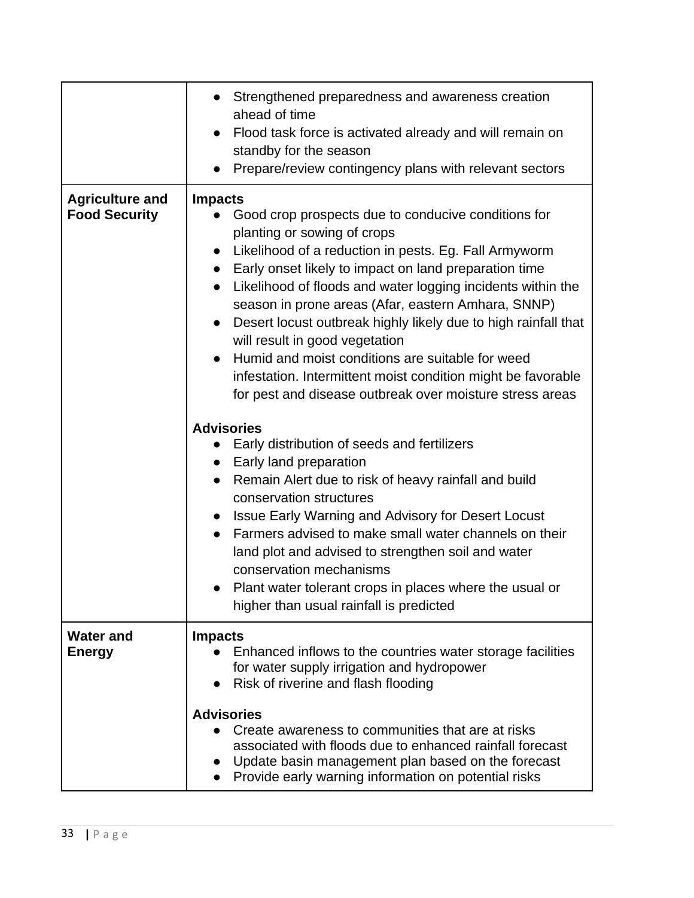| | |
|---|---|
| | • Strengthened preparedness and awareness creation ahead of time<br>• Flood task force is activated already and will remain on standby for the season<br>• Prepare/review contingency plans with relevant sectors |
| **Agriculture and Food Security** | **Impacts**<br>• Good crop prospects due to conducive conditions for planting or sowing of crops<br>• Likelihood of a reduction in pests. Eg. Fall Armyworm<br>• Early onset likely to impact on land preparation time<br>• Likelihood of floods and water logging incidents within the season in prone areas (Afar, eastern Amhara, SNNP)<br>• Desert locust outbreak highly likely due to high rainfall that will result in good vegetation<br>• Humid and moist conditions are suitable for weed infestation. Intermittent moist condition might be favorable for pest and disease outbreak over moisture stress areas<br><br>**Advisories**<br>• Early distribution of seeds and fertilizers<br>• Early land preparation<br>• Remain Alert due to risk of heavy rainfall and build conservation structures<br>• Issue Early Warning and Advisory for Desert Locust<br>• Farmers advised to make small water channels on their land plot and advised to strengthen soil and water conservation mechanisms<br>• Plant water tolerant crops in places where the usual or higher than usual rainfall is predicted |
| **Water and Energy** | **Impacts**<br>• Enhanced inflows to the countries water storage facilities for water supply irrigation and hydropower<br>• Risk of riverine and flash flooding<br><br>**Advisories**<br>• Create awareness to communities that are at risks associated with floods due to enhanced rainfall forecast<br>• Update basin management plan based on the forecast<br>• Provide early warning information on potential risks |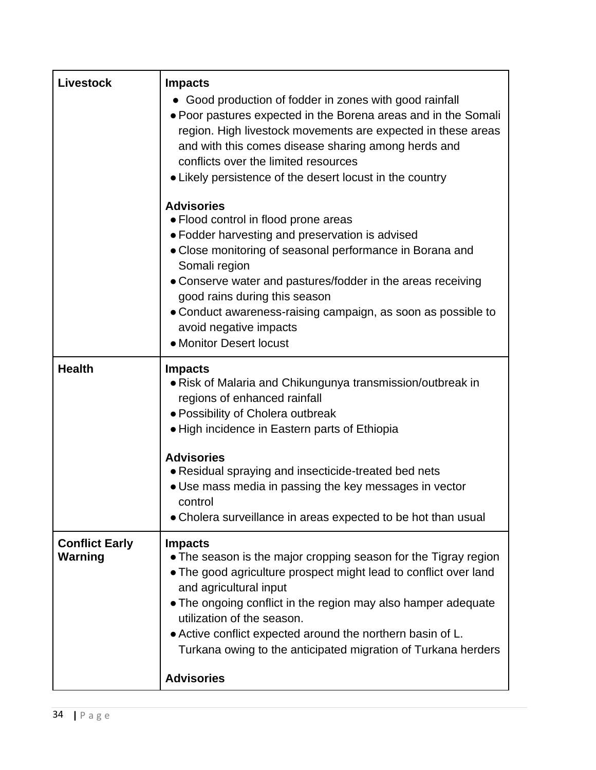| | |
|---|---|
| **Livestock** | **Impacts**<br>• Good production of fodder in zones with good rainfall<br>• Poor pastures expected in the Borena areas and in the Somali region. High livestock movements are expected in these areas and with this comes disease sharing among herds and conflicts over the limited resources<br>• Likely persistence of the desert locust in the country<br><br>**Advisories**<br>• Flood control in flood prone areas<br>• Fodder harvesting and preservation is advised<br>• Close monitoring of seasonal performance in Borana and Somali region<br>• Conserve water and pastures/fodder in the areas receiving good rains during this season<br>• Conduct awareness-raising campaign, as soon as possible to avoid negative impacts<br>• Monitor Desert locust |
| **Health** | **Impacts**<br>• Risk of Malaria and Chikungunya transmission/outbreak in regions of enhanced rainfall<br>• Possibility of Cholera outbreak<br>• High incidence in Eastern parts of Ethiopia<br><br>**Advisories**<br>• Residual spraying and insecticide-treated bed nets<br>• Use mass media in passing the key messages in vector control<br>• Cholera surveillance in areas expected to be hot than usual |
| **Conflict Early Warning** | **Impacts**<br>• The season is the major cropping season for the Tigray region<br>• The good agriculture prospect might lead to conflict over land and agricultural input<br>• The ongoing conflict in the region may also hamper adequate utilization of the season.<br>• Active conflict expected around the northern basin of L. Turkana owing to the anticipated migration of Turkana herders<br><br>**Advisories** |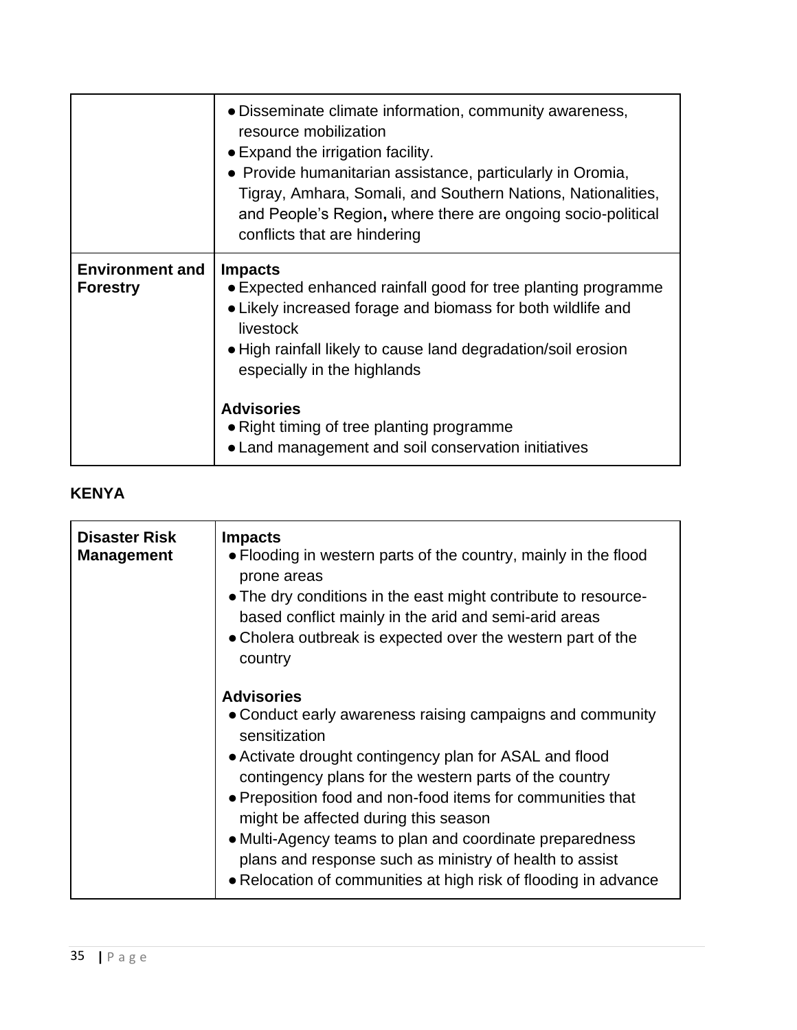| | |
|---|---|
| | • Disseminate climate information, community awareness, resource mobilization<br>• Expand the irrigation facility.<br>• Provide humanitarian assistance, particularly in Oromia, Tigray, Amhara, Somali, and Southern Nations, Nationalities, and People's Region**,** where there are ongoing socio-political conflicts that are hindering |
| **Environment and Forestry** | **Impacts**<br>• Expected enhanced rainfall good for tree planting programme<br>• Likely increased forage and biomass for both wildlife and livestock<br>• High rainfall likely to cause land degradation/soil erosion especially in the highlands<br><br>**Advisories**<br>• Right timing of tree planting programme<br>• Land management and soil conservation initiatives |

**KENYA**

| | |
|---|---|
| **Disaster Risk Management** | **Impacts**<br>• Flooding in western parts of the country, mainly in the flood prone areas<br>• The dry conditions in the east might contribute to resource-based conflict mainly in the arid and semi-arid areas<br>• Cholera outbreak is expected over the western part of the country<br><br>**Advisories**<br>• Conduct early awareness raising campaigns and community sensitization<br>• Activate drought contingency plan for ASAL and flood contingency plans for the western parts of the country<br>• Preposition food and non-food items for communities that might be affected during this season<br>• Multi-Agency teams to plan and coordinate preparedness plans and response such as ministry of health to assist<br>• Relocation of communities at high risk of flooding in advance |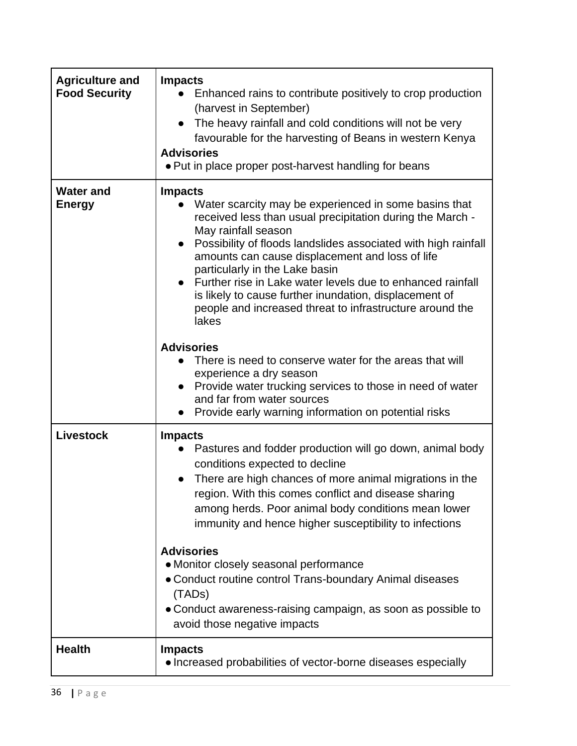| | |
|---|---|
| **Agriculture and Food Security** | **Impacts**<br>• Enhanced rains to contribute positively to crop production (harvest in September)<br>• The heavy rainfall and cold conditions will not be very favourable for the harvesting of Beans in western Kenya<br>**Advisories**<br>• Put in place proper post-harvest handling for beans |
| **Water and Energy** | **Impacts**<br>• Water scarcity may be experienced in some basins that received less than usual precipitation during the March - May rainfall season<br>• Possibility of floods landslides associated with high rainfall amounts can cause displacement and loss of life particularly in the Lake basin<br>• Further rise in Lake water levels due to enhanced rainfall is likely to cause further inundation, displacement of people and increased threat to infrastructure around the lakes<br><br>**Advisories**<br>• There is need to conserve water for the areas that will experience a dry season<br>• Provide water trucking services to those in need of water and far from water sources<br>• Provide early warning information on potential risks |
| **Livestock** | **Impacts**<br>• Pastures and fodder production will go down, animal body conditions expected to decline<br>• There are high chances of more animal migrations in the region. With this comes conflict and disease sharing among herds. Poor animal body conditions mean lower immunity and hence higher susceptibility to infections<br><br>**Advisories**<br>• Monitor closely seasonal performance<br>• Conduct routine control Trans-boundary Animal diseases (TADs)<br>• Conduct awareness-raising campaign, as soon as possible to avoid those negative impacts |
| **Health** | **Impacts**<br>• Increased probabilities of vector-borne diseases especially |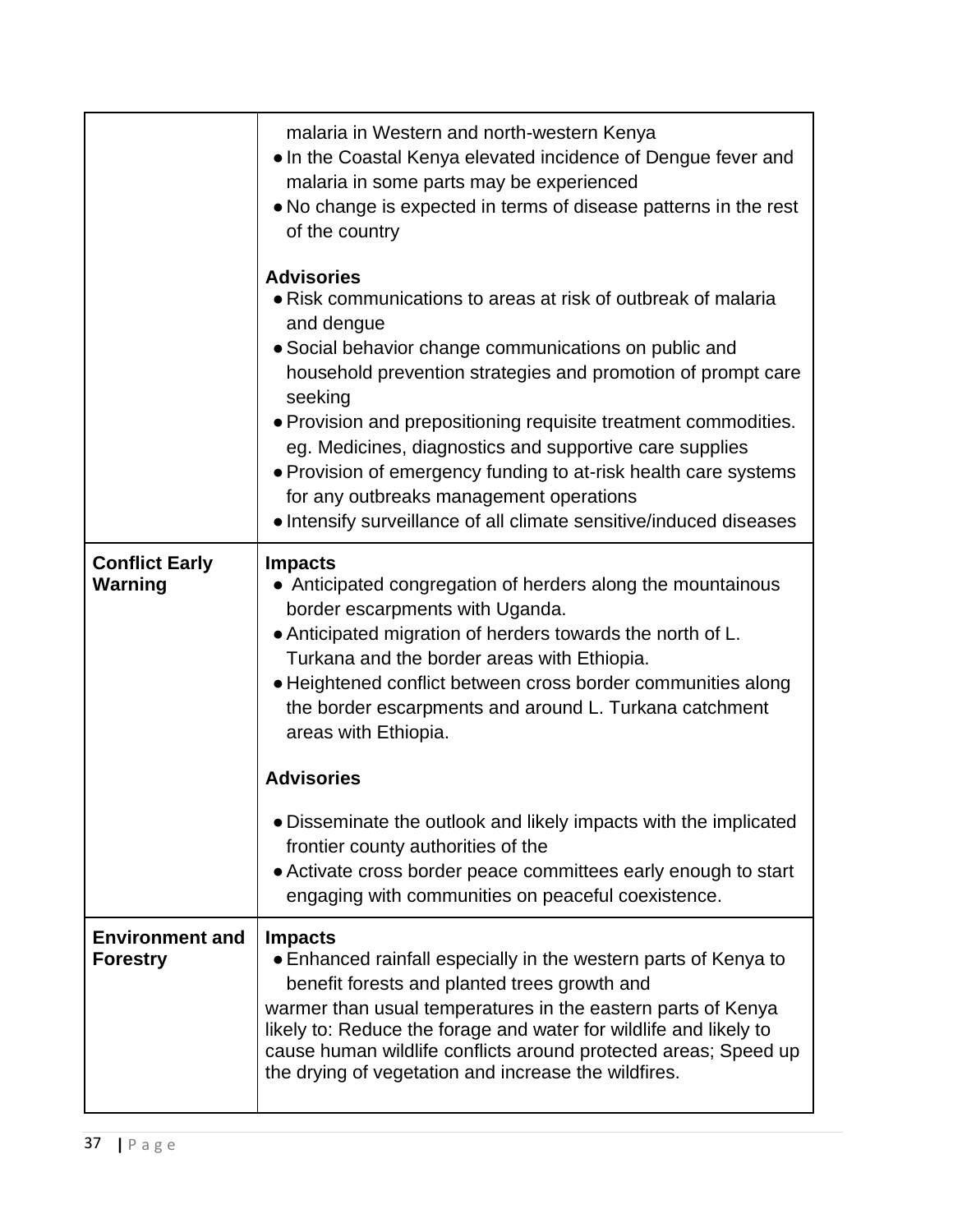| | |
|---|---|
| | malaria in Western and north-western Kenya<br>• In the Coastal Kenya elevated incidence of Dengue fever and malaria in some parts may be experienced<br>• No change is expected in terms of disease patterns in the rest of the country<br><br>**Advisories**<br>• Risk communications to areas at risk of outbreak of malaria and dengue<br>• Social behavior change communications on public and household prevention strategies and promotion of prompt care seeking<br>• Provision and prepositioning requisite treatment commodities. eg. Medicines, diagnostics and supportive care supplies<br>• Provision of emergency funding to at-risk health care systems for any outbreaks management operations<br>• Intensify surveillance of all climate sensitive/induced diseases |
| **Conflict Early Warning** | **Impacts**<br>• Anticipated congregation of herders along the mountainous border escarpments with Uganda.<br>• Anticipated migration of herders towards the north of L. Turkana and the border areas with Ethiopia.<br>• Heightened conflict between cross border communities along the border escarpments and around L. Turkana catchment areas with Ethiopia.<br><br>**Advisories**<br><br>• Disseminate the outlook and likely impacts with the implicated frontier county authorities of the<br>• Activate cross border peace committees early enough to start engaging with communities on peaceful coexistence. |
| **Environment and Forestry** | **Impacts**<br>• Enhanced rainfall especially in the western parts of Kenya to benefit forests and planted trees growth and<br>warmer than usual temperatures in the eastern parts of Kenya likely to: Reduce the forage and water for wildlife and likely to cause human wildlife conflicts around protected areas; Speed up the drying of vegetation and increase the wildfires. |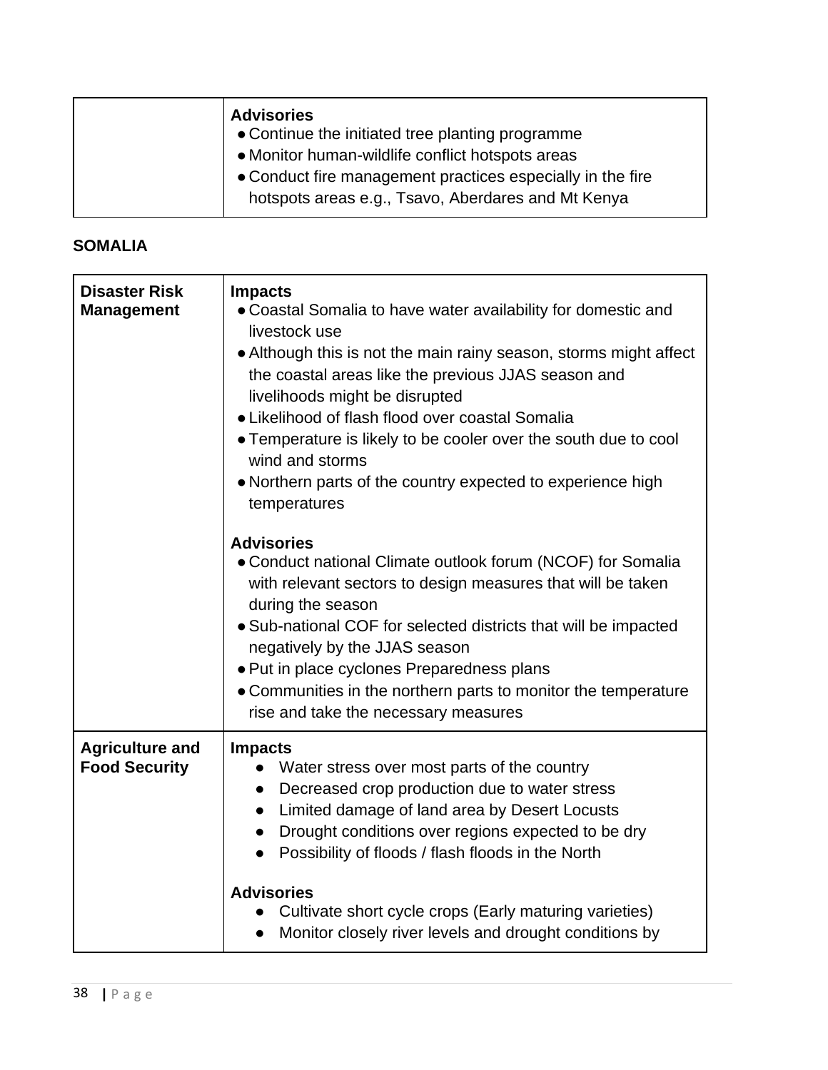| | **Advisories**<br>• Continue the initiated tree planting programme<br>• Monitor human-wildlife conflict hotspots areas<br>• Conduct fire management practices especially in the fire hotspots areas e.g., Tsavo, Aberdares and Mt Kenya |
|---|---|

**SOMALIA**

| **Disaster Risk Management** | **Impacts**<br>• Coastal Somalia to have water availability for domestic and livestock use<br>• Although this is not the main rainy season, storms might affect the coastal areas like the previous JJAS season and livelihoods might be disrupted<br>• Likelihood of flash flood over coastal Somalia<br>• Temperature is likely to be cooler over the south due to cool wind and storms<br>• Northern parts of the country expected to experience high temperatures<br><br>**Advisories**<br>• Conduct national Climate outlook forum (NCOF) for Somalia with relevant sectors to design measures that will be taken during the season<br>• Sub-national COF for selected districts that will be impacted negatively by the JJAS season<br>• Put in place cyclones Preparedness plans<br>• Communities in the northern parts to monitor the temperature rise and take the necessary measures |
|---|---|
| **Agriculture and Food Security** | **Impacts**<br>• Water stress over most parts of the country<br>• Decreased crop production due to water stress<br>• Limited damage of land area by Desert Locusts<br>• Drought conditions over regions expected to be dry<br>• Possibility of floods / flash floods in the North<br><br>**Advisories**<br>• Cultivate short cycle crops (Early maturing varieties)<br>• Monitor closely river levels and drought conditions by |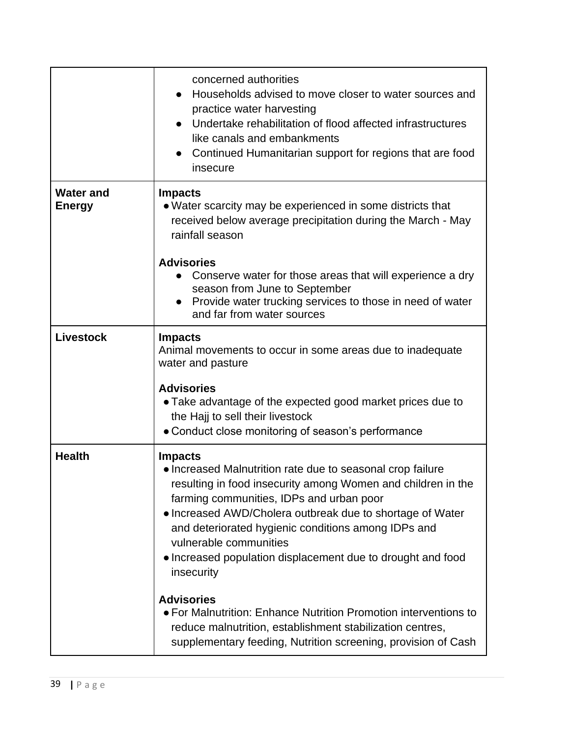| | |
|---|---|
| | concerned authorities<br>● Households advised to move closer to water sources and practice water harvesting<br>● Undertake rehabilitation of flood affected infrastructures like canals and embankments<br>● Continued Humanitarian support for regions that are food insecure |
| **Water and Energy** | **Impacts**<br>● Water scarcity may be experienced in some districts that received below average precipitation during the March - May rainfall season<br><br>**Advisories**<br>● Conserve water for those areas that will experience a dry season from June to September<br>● Provide water trucking services to those in need of water and far from water sources |
| **Livestock** | **Impacts**<br>Animal movements to occur in some areas due to inadequate water and pasture<br><br>**Advisories**<br>● Take advantage of the expected good market prices due to the Hajj to sell their livestock<br>● Conduct close monitoring of season's performance |
| **Health** | **Impacts**<br>● Increased Malnutrition rate due to seasonal crop failure resulting in food insecurity among Women and children in the farming communities, IDPs and urban poor<br>● Increased AWD/Cholera outbreak due to shortage of Water and deteriorated hygienic conditions among IDPs and vulnerable communities<br>● Increased population displacement due to drought and food insecurity<br><br>**Advisories**<br>● For Malnutrition: Enhance Nutrition Promotion interventions to reduce malnutrition, establishment stabilization centres, supplementary feeding, Nutrition screening, provision of Cash |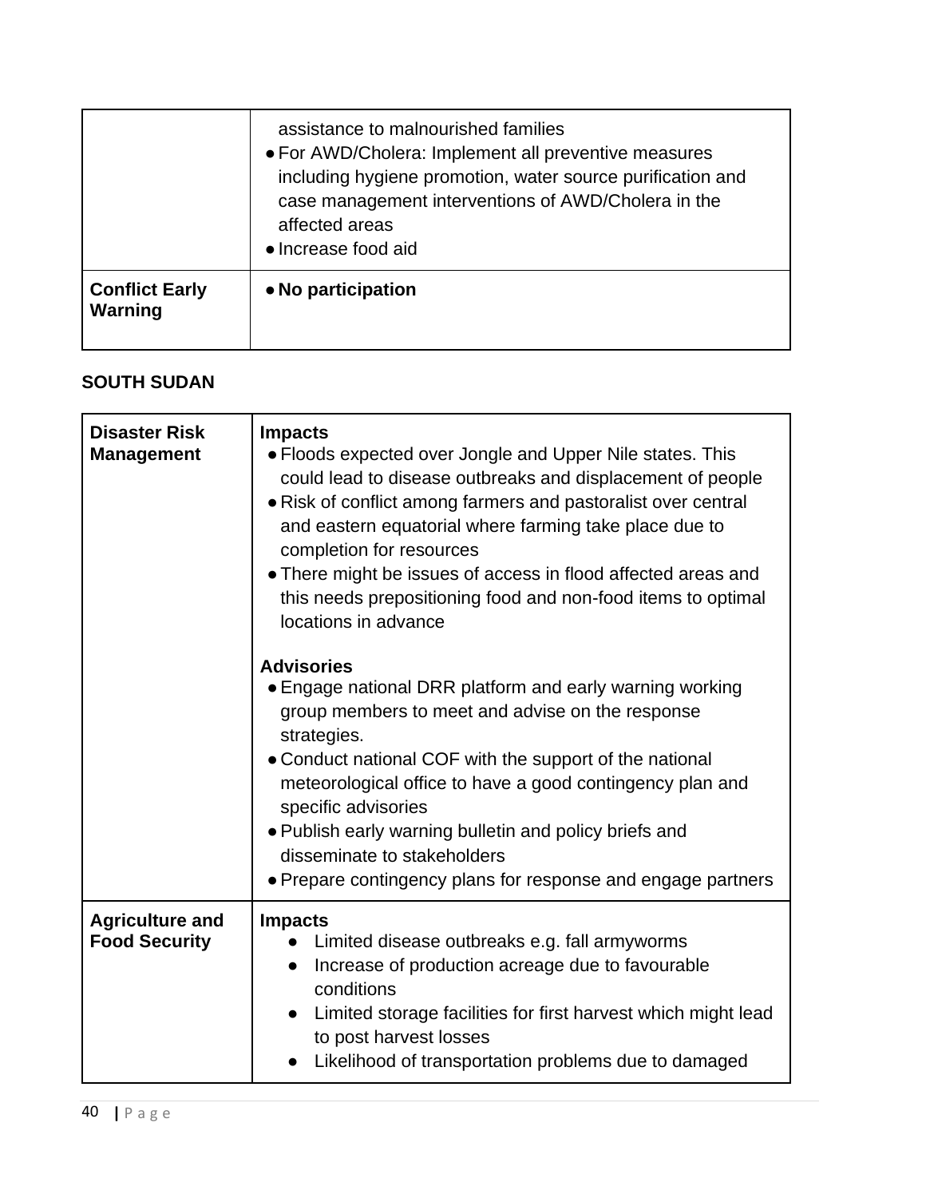| | |
|---|---|
| | assistance to malnourished families<br>● For AWD/Cholera: Implement all preventive measures including hygiene promotion, water source purification and case management interventions of AWD/Cholera in the affected areas<br>● Increase food aid |
| **Conflict Early Warning** | ● **No participation** |

**SOUTH SUDAN**

| | |
|---|---|
| **Disaster Risk Management** | **Impacts**<br>● Floods expected over Jongle and Upper Nile states. This could lead to disease outbreaks and displacement of people<br>● Risk of conflict among farmers and pastoralist over central and eastern equatorial where farming take place due to completion for resources<br>● There might be issues of access in flood affected areas and this needs prepositioning food and non-food items to optimal locations in advance<br><br>**Advisories**<br>● Engage national DRR platform and early warning working group members to meet and advise on the response strategies.<br>● Conduct national COF with the support of the national meteorological office to have a good contingency plan and specific advisories<br>● Publish early warning bulletin and policy briefs and disseminate to stakeholders<br>● Prepare contingency plans for response and engage partners |
| **Agriculture and Food Security** | **Impacts**<br>● Limited disease outbreaks e.g. fall armyworms<br>● Increase of production acreage due to favourable conditions<br>● Limited storage facilities for first harvest which might lead to post harvest losses<br>● Likelihood of transportation problems due to damaged |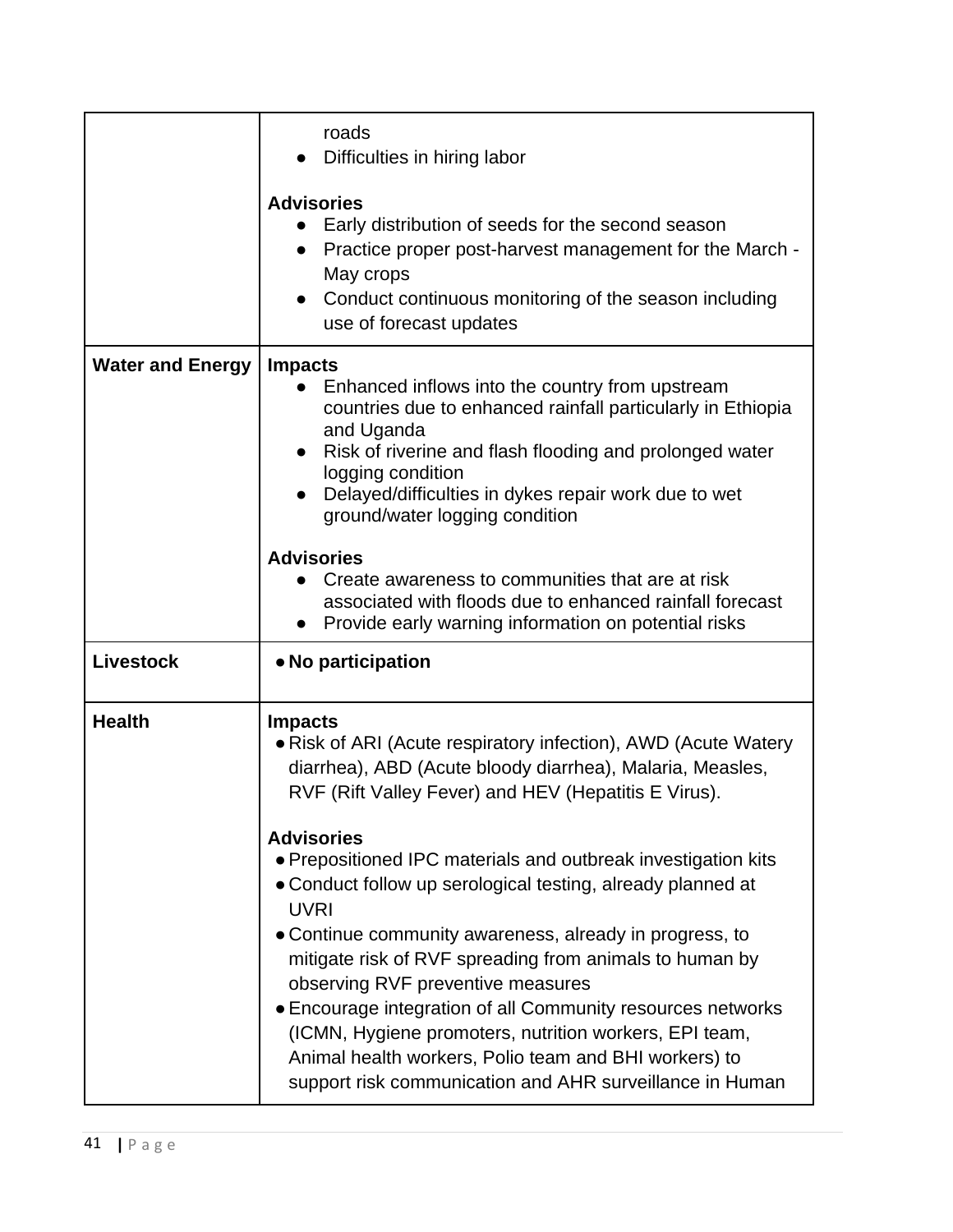| | |
|---|---|
| | roads<br>● Difficulties in hiring labor<br><br>**Advisories**<br>● Early distribution of seeds for the second season<br>● Practice proper post-harvest management for the March - May crops<br>● Conduct continuous monitoring of the season including use of forecast updates |
| **Water and Energy** | **Impacts**<br>● Enhanced inflows into the country from upstream countries due to enhanced rainfall particularly in Ethiopia and Uganda<br>● Risk of riverine and flash flooding and prolonged water logging condition<br>● Delayed/difficulties in dykes repair work due to wet ground/water logging condition<br><br>**Advisories**<br>● Create awareness to communities that are at risk associated with floods due to enhanced rainfall forecast<br>● Provide early warning information on potential risks |
| **Livestock** | ● **No participation** |
| **Health** | **Impacts**<br>● Risk of ARI (Acute respiratory infection), AWD (Acute Watery diarrhea), ABD (Acute bloody diarrhea), Malaria, Measles, RVF (Rift Valley Fever) and HEV (Hepatitis E Virus).<br><br>**Advisories**<br>● Prepositioned IPC materials and outbreak investigation kits<br>● Conduct follow up serological testing, already planned at UVRI<br>● Continue community awareness, already in progress, to mitigate risk of RVF spreading from animals to human by observing RVF preventive measures<br>● Encourage integration of all Community resources networks (ICMN, Hygiene promoters, nutrition workers, EPI team, Animal health workers, Polio team and BHI workers) to support risk communication and AHR surveillance in Human |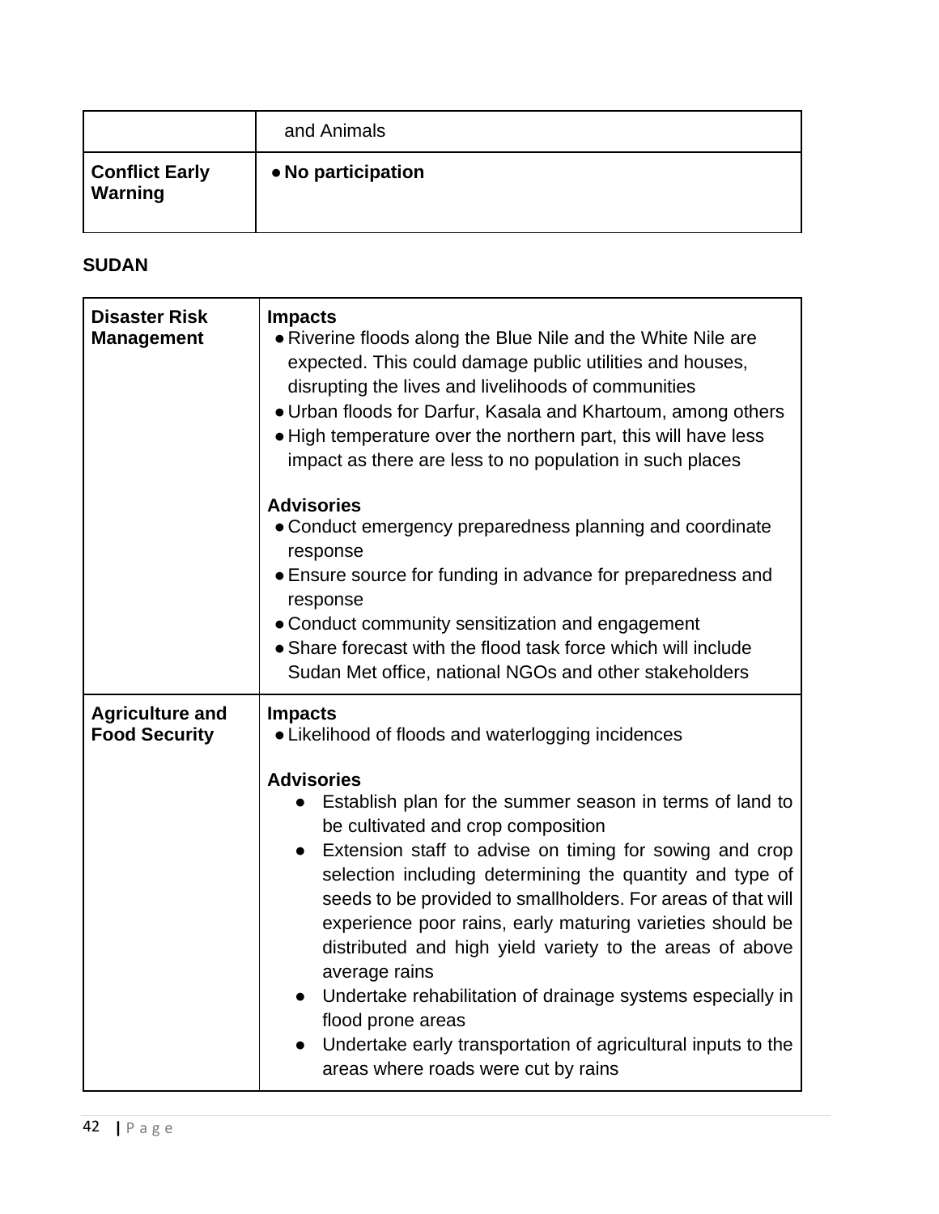| | |
|---|---|
| | and Animals |
| **Conflict Early Warning** | • **No participation** |

**SUDAN**

| | |
|---|---|
| **Disaster Risk Management** | **Impacts**<br>• Riverine floods along the Blue Nile and the White Nile are expected. This could damage public utilities and houses, disrupting the lives and livelihoods of communities<br>• Urban floods for Darfur, Kasala and Khartoum, among others<br>• High temperature over the northern part, this will have less impact as there are less to no population in such places<br><br>**Advisories**<br>• Conduct emergency preparedness planning and coordinate response<br>• Ensure source for funding in advance for preparedness and response<br>• Conduct community sensitization and engagement<br>• Share forecast with the flood task force which will include Sudan Met office, national NGOs and other stakeholders |
| **Agriculture and Food Security** | **Impacts**<br>• Likelihood of floods and waterlogging incidences<br><br>**Advisories**<br>• Establish plan for the summer season in terms of land to be cultivated and crop composition<br>• Extension staff to advise on timing for sowing and crop selection including determining the quantity and type of seeds to be provided to smallholders. For areas of that will experience poor rains, early maturing varieties should be distributed and high yield variety to the areas of above average rains<br>• Undertake rehabilitation of drainage systems especially in flood prone areas<br>• Undertake early transportation of agricultural inputs to the areas where roads were cut by rains |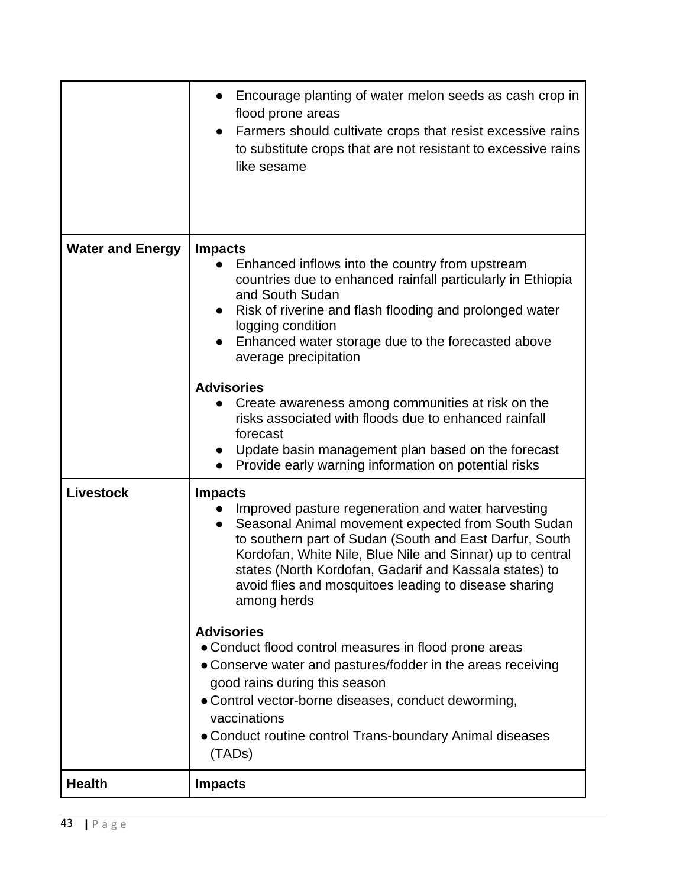| | |
|---|---|
| | • Encourage planting of water melon seeds as cash crop in flood prone areas<br>• Farmers should cultivate crops that resist excessive rains to substitute crops that are not resistant to excessive rains like sesame |
| **Water and Energy** | **Impacts**<br>• Enhanced inflows into the country from upstream countries due to enhanced rainfall particularly in Ethiopia and South Sudan<br>• Risk of riverine and flash flooding and prolonged water logging condition<br>• Enhanced water storage due to the forecasted above average precipitation<br><br>**Advisories**<br>• Create awareness among communities at risk on the risks associated with floods due to enhanced rainfall forecast<br>• Update basin management plan based on the forecast<br>• Provide early warning information on potential risks |
| **Livestock** | **Impacts**<br>• Improved pasture regeneration and water harvesting<br>• Seasonal Animal movement expected from South Sudan to southern part of Sudan (South and East Darfur, South Kordofan, White Nile, Blue Nile and Sinnar) up to central states (North Kordofan, Gadarif and Kassala states) to avoid flies and mosquitoes leading to disease sharing among herds<br><br>**Advisories**<br>• Conduct flood control measures in flood prone areas<br>• Conserve water and pastures/fodder in the areas receiving good rains during this season<br>• Control vector-borne diseases, conduct deworming, vaccinations<br>• Conduct routine control Trans-boundary Animal diseases (TADs) |
| **Health** | **Impacts** |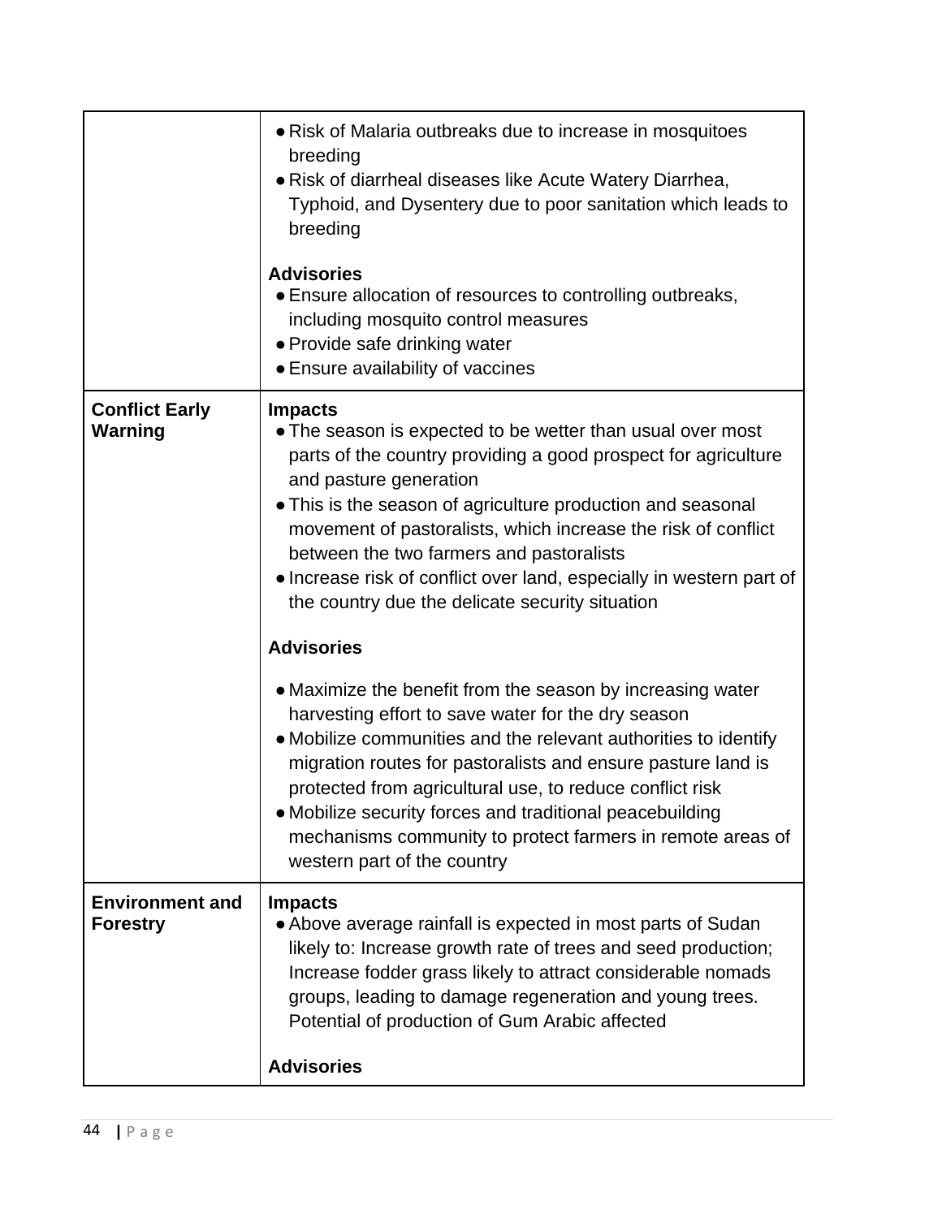| | |
|---|---|
| | • Risk of Malaria outbreaks due to increase in mosquitoes breeding<br>• Risk of diarrheal diseases like Acute Watery Diarrhea, Typhoid, and Dysentery due to poor sanitation which leads to breeding<br><br>**Advisories**<br>• Ensure allocation of resources to controlling outbreaks, including mosquito control measures<br>• Provide safe drinking water<br>• Ensure availability of vaccines |
| **Conflict Early Warning** | **Impacts**<br>• The season is expected to be wetter than usual over most parts of the country providing a good prospect for agriculture and pasture generation<br>• This is the season of agriculture production and seasonal movement of pastoralists, which increase the risk of conflict between the two farmers and pastoralists<br>• Increase risk of conflict over land, especially in western part of the country due the delicate security situation<br><br>**Advisories**<br><br>• Maximize the benefit from the season by increasing water harvesting effort to save water for the dry season<br>• Mobilize communities and the relevant authorities to identify migration routes for pastoralists and ensure pasture land is protected from agricultural use, to reduce conflict risk<br>• Mobilize security forces and traditional peacebuilding mechanisms community to protect farmers in remote areas of western part of the country |
| **Environment and Forestry** | **Impacts**<br>• Above average rainfall is expected in most parts of Sudan likely to: Increase growth rate of trees and seed production; Increase fodder grass likely to attract considerable nomads groups, leading to damage regeneration and young trees. Potential of production of Gum Arabic affected<br><br>**Advisories** |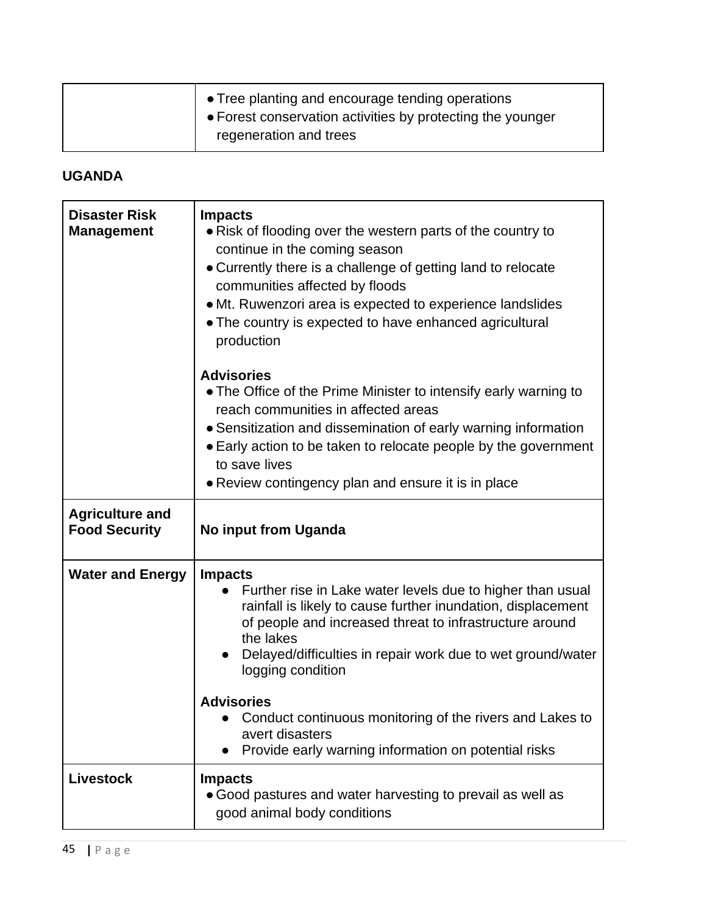| | |
|---|---|
| | • Tree planting and encourage tending operations<br>• Forest conservation activities by protecting the younger regeneration and trees |

**UGANDA**

| | |
|---|---|
| **Disaster Risk Management** | **Impacts**<br>• Risk of flooding over the western parts of the country to continue in the coming season<br>• Currently there is a challenge of getting land to relocate communities affected by floods<br>• Mt. Ruwenzori area is expected to experience landslides<br>• The country is expected to have enhanced agricultural production<br><br>**Advisories**<br>• The Office of the Prime Minister to intensify early warning to reach communities in affected areas<br>• Sensitization and dissemination of early warning information<br>• Early action to be taken to relocate people by the government to save lives<br>• Review contingency plan and ensure it is in place |
| **Agriculture and Food Security** | **No input from Uganda** |
| **Water and Energy** | **Impacts**<br>• Further rise in Lake water levels due to higher than usual rainfall is likely to cause further inundation, displacement of people and increased threat to infrastructure around the lakes<br>• Delayed/difficulties in repair work due to wet ground/water logging condition<br><br>**Advisories**<br>• Conduct continuous monitoring of the rivers and Lakes to avert disasters<br>• Provide early warning information on potential risks |
| **Livestock** | **Impacts**<br>• Good pastures and water harvesting to prevail as well as good animal body conditions |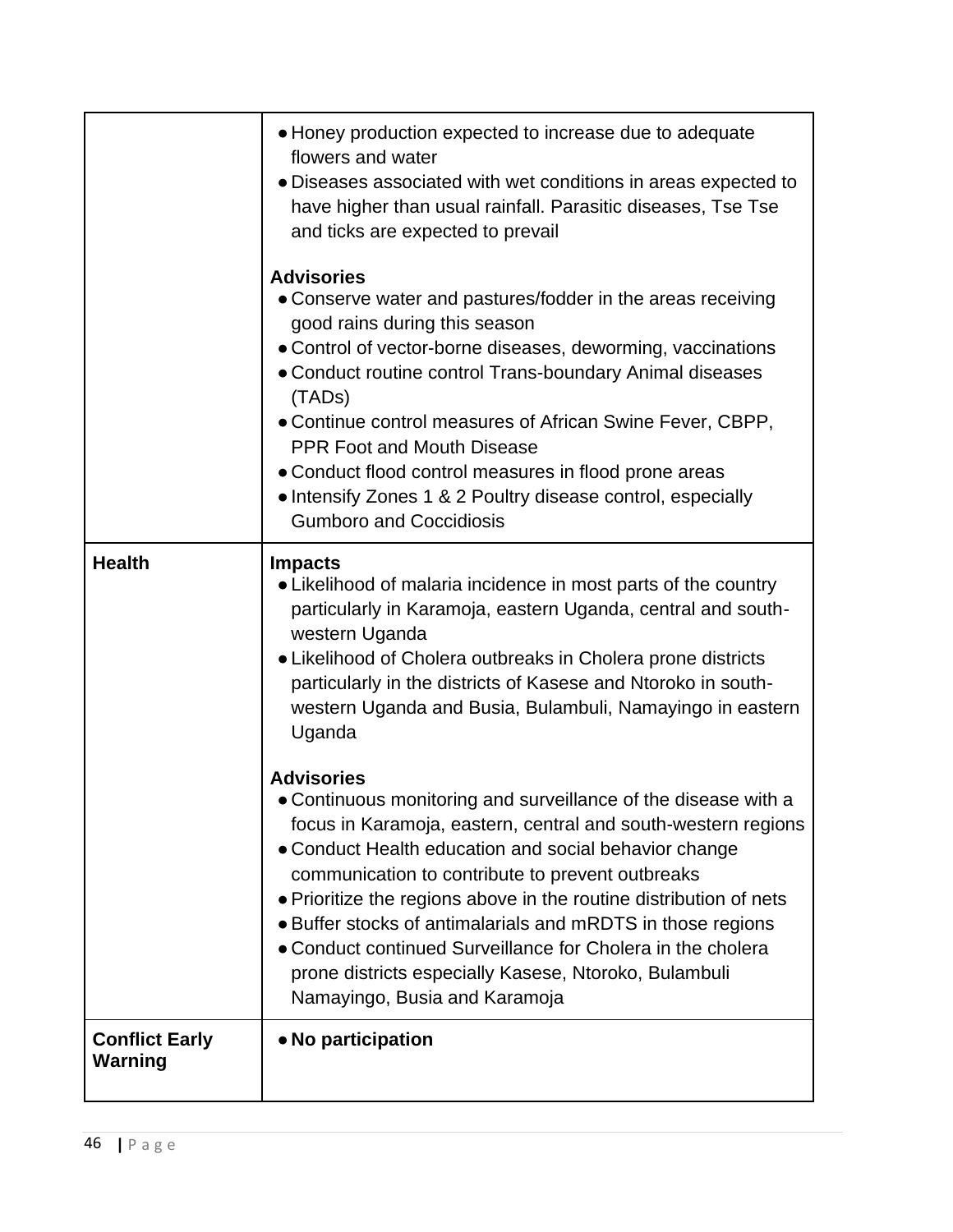| | |
|---|---|
| | ● Honey production expected to increase due to adequate flowers and water<br>● Diseases associated with wet conditions in areas expected to have higher than usual rainfall. Parasitic diseases, Tse Tse and ticks are expected to prevail<br><br>**Advisories**<br>● Conserve water and pastures/fodder in the areas receiving good rains during this season<br>● Control of vector-borne diseases, deworming, vaccinations<br>● Conduct routine control Trans-boundary Animal diseases (TADs)<br>● Continue control measures of African Swine Fever, CBPP, PPR Foot and Mouth Disease<br>● Conduct flood control measures in flood prone areas<br>● Intensify Zones 1 & 2 Poultry disease control, especially Gumboro and Coccidiosis |
| **Health** | **Impacts**<br>● Likelihood of malaria incidence in most parts of the country particularly in Karamoja, eastern Uganda, central and south-western Uganda<br>● Likelihood of Cholera outbreaks in Cholera prone districts particularly in the districts of Kasese and Ntoroko in south-western Uganda and Busia, Bulambuli, Namayingo in eastern Uganda<br><br>**Advisories**<br>● Continuous monitoring and surveillance of the disease with a focus in Karamoja, eastern, central and south-western regions<br>● Conduct Health education and social behavior change communication to contribute to prevent outbreaks<br>● Prioritize the regions above in the routine distribution of nets<br>● Buffer stocks of antimalarials and mRDTS in those regions<br>● Conduct continued Surveillance for Cholera in the cholera prone districts especially Kasese, Ntoroko, Bulambuli Namayingo, Busia and Karamoja |
| **Conflict Early Warning** | ● **No participation** |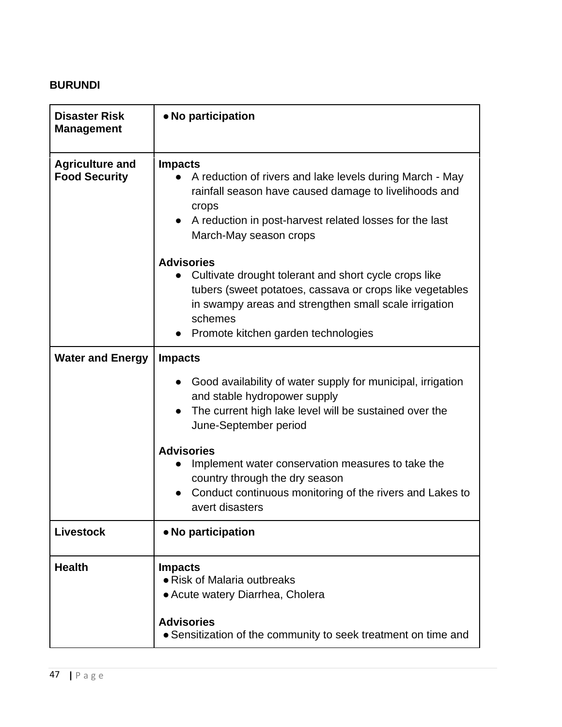**BURUNDI**

| | |
|---|---|
| **Disaster Risk Management** | • **No participation** |
| **Agriculture and Food Security** | **Impacts**<br>• A reduction of rivers and lake levels during March - May rainfall season have caused damage to livelihoods and crops<br>• A reduction in post-harvest related losses for the last March-May season crops<br><br>**Advisories**<br>• Cultivate drought tolerant and short cycle crops like tubers (sweet potatoes, cassava or crops like vegetables in swampy areas and strengthen small scale irrigation schemes<br>• Promote kitchen garden technologies |
| **Water and Energy** | **Impacts**<br>• Good availability of water supply for municipal, irrigation and stable hydropower supply<br>• The current high lake level will be sustained over the June-September period<br><br>**Advisories**<br>• Implement water conservation measures to take the country through the dry season<br>• Conduct continuous monitoring of the rivers and Lakes to avert disasters |
| **Livestock** | • **No participation** |
| **Health** | **Impacts**<br>• Risk of Malaria outbreaks<br>• Acute watery Diarrhea, Cholera<br><br>**Advisories**<br>• Sensitization of the community to seek treatment on time and |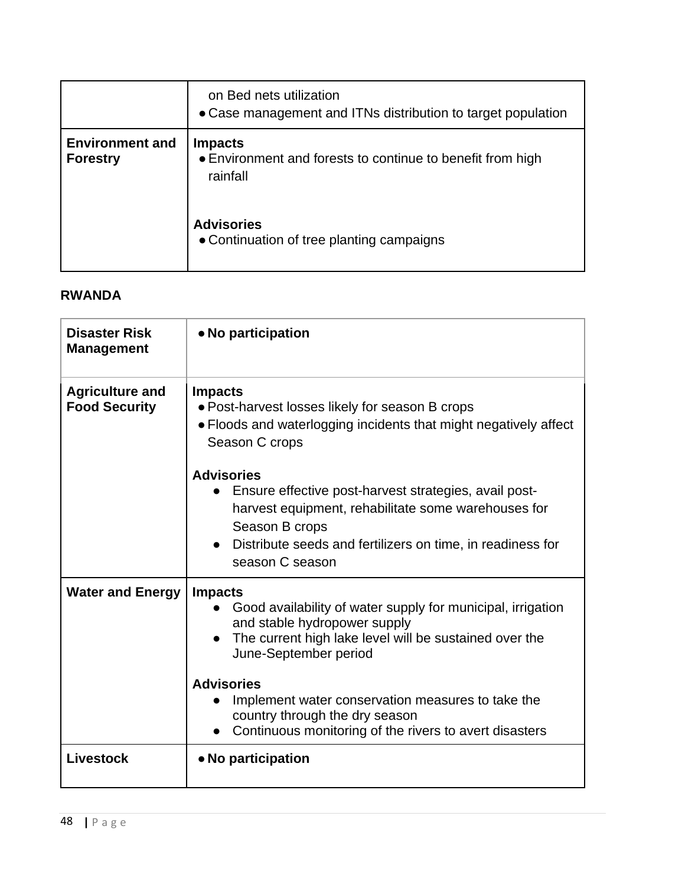| | |
|---|---|
| | on Bed nets utilization<br>● Case management and ITNs distribution to target population |
| **Environment and Forestry** | **Impacts**<br>● Environment and forests to continue to benefit from high rainfall<br><br>**Advisories**<br>● Continuation of tree planting campaigns |

**RWANDA**

| | |
|---|---|
| **Disaster Risk Management** | ● **No participation** |
| **Agriculture and Food Security** | **Impacts**<br>● Post-harvest losses likely for season B crops<br>● Floods and waterlogging incidents that might negatively affect Season C crops<br><br>**Advisories**<br>● Ensure effective post-harvest strategies, avail post-harvest equipment, rehabilitate some warehouses for Season B crops<br>● Distribute seeds and fertilizers on time, in readiness for season C season |
| **Water and Energy** | **Impacts**<br>● Good availability of water supply for municipal, irrigation and stable hydropower supply<br>● The current high lake level will be sustained over the June-September period<br><br>**Advisories**<br>● Implement water conservation measures to take the country through the dry season<br>● Continuous monitoring of the rivers to avert disasters |
| **Livestock** | ● **No participation** |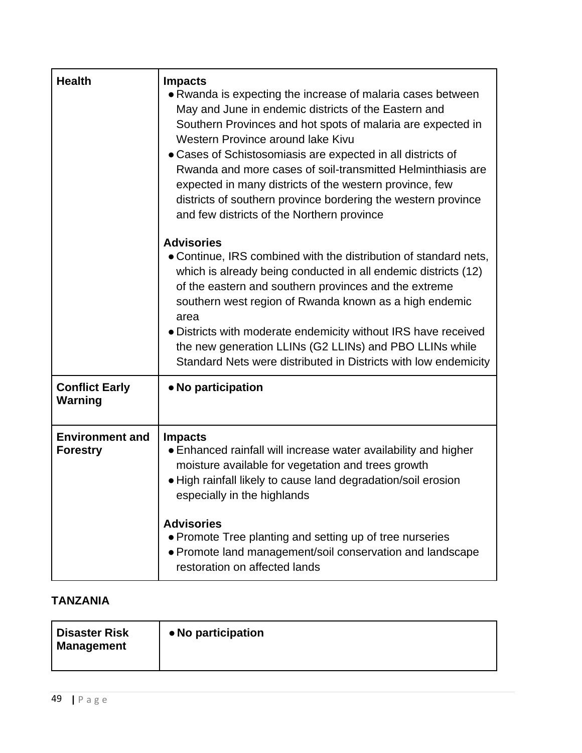| Health | **Impacts**<br>● Rwanda is expecting the increase of malaria cases between May and June in endemic districts of the Eastern and Southern Provinces and hot spots of malaria are expected in Western Province around lake Kivu<br>● Cases of Schistosomiasis are expected in all districts of Rwanda and more cases of soil-transmitted Helminthiasis are expected in many districts of the western province, few districts of southern province bordering the western province and few districts of the Northern province<br><br>**Advisories**<br>● Continue, IRS combined with the distribution of standard nets, which is already being conducted in all endemic districts (12) of the eastern and southern provinces and the extreme southern west region of Rwanda known as a high endemic area<br>● Districts with moderate endemicity without IRS have received the new generation LLINs (G2 LLINs) and PBO LLINs while Standard Nets were distributed in Districts with low endemicity |
|---|---|
| **Conflict Early Warning** | ● **No participation** |
| **Environment and Forestry** | **Impacts**<br>● Enhanced rainfall will increase water availability and higher moisture available for vegetation and trees growth<br>● High rainfall likely to cause land degradation/soil erosion especially in the highlands<br><br>**Advisories**<br>● Promote Tree planting and setting up of tree nurseries<br>● Promote land management/soil conservation and landscape restoration on affected lands |

**TANZANIA**

| Disaster Risk Management | ● **No participation** |
|---|---|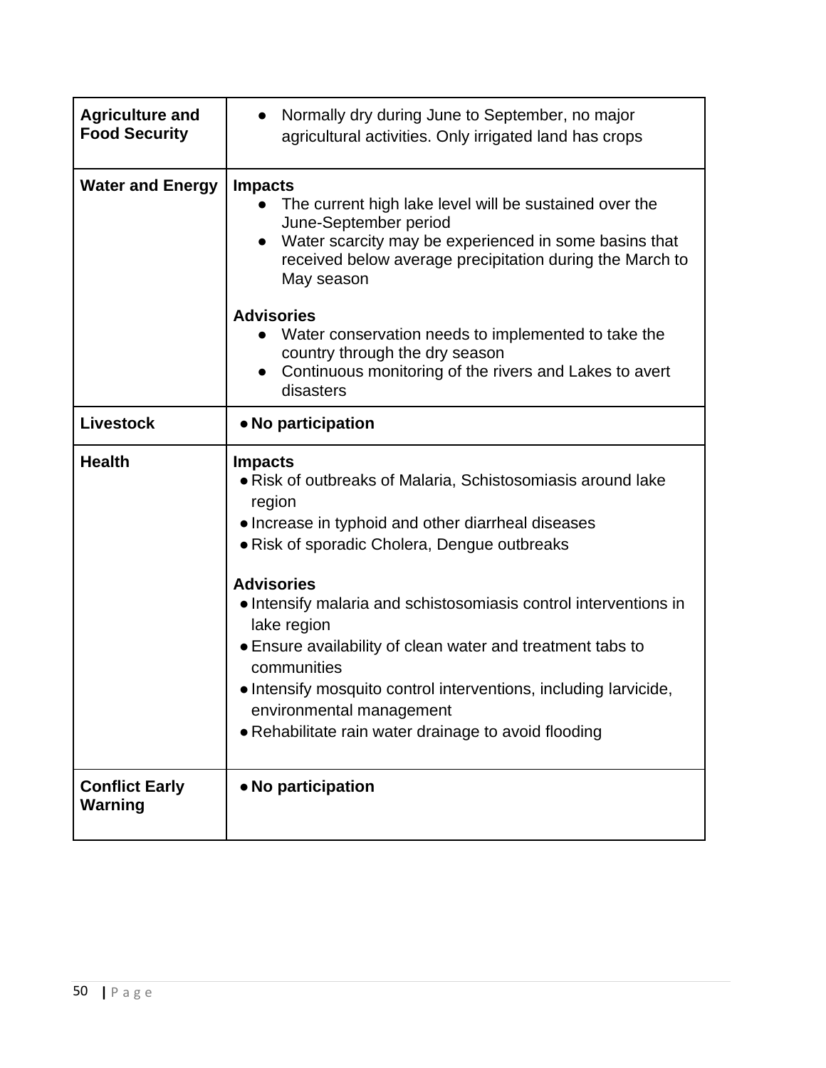| | |
|---|---|
| **Agriculture and Food Security** | • Normally dry during June to September, no major agricultural activities. Only irrigated land has crops |
| **Water and Energy** | **Impacts**<br>• The current high lake level will be sustained over the June-September period<br>• Water scarcity may be experienced in some basins that received below average precipitation during the March to May season<br><br>**Advisories**<br>• Water conservation needs to implemented to take the country through the dry season<br>• Continuous monitoring of the rivers and Lakes to avert disasters |
| **Livestock** | • **No participation** |
| **Health** | **Impacts**<br>• Risk of outbreaks of Malaria, Schistosomiasis around lake region<br>• Increase in typhoid and other diarrheal diseases<br>• Risk of sporadic Cholera, Dengue outbreaks<br><br>**Advisories**<br>• Intensify malaria and schistosomiasis control interventions in lake region<br>• Ensure availability of clean water and treatment tabs to communities<br>• Intensify mosquito control interventions, including larvicide, environmental management<br>• Rehabilitate rain water drainage to avoid flooding |
| **Conflict Early Warning** | • **No participation** |